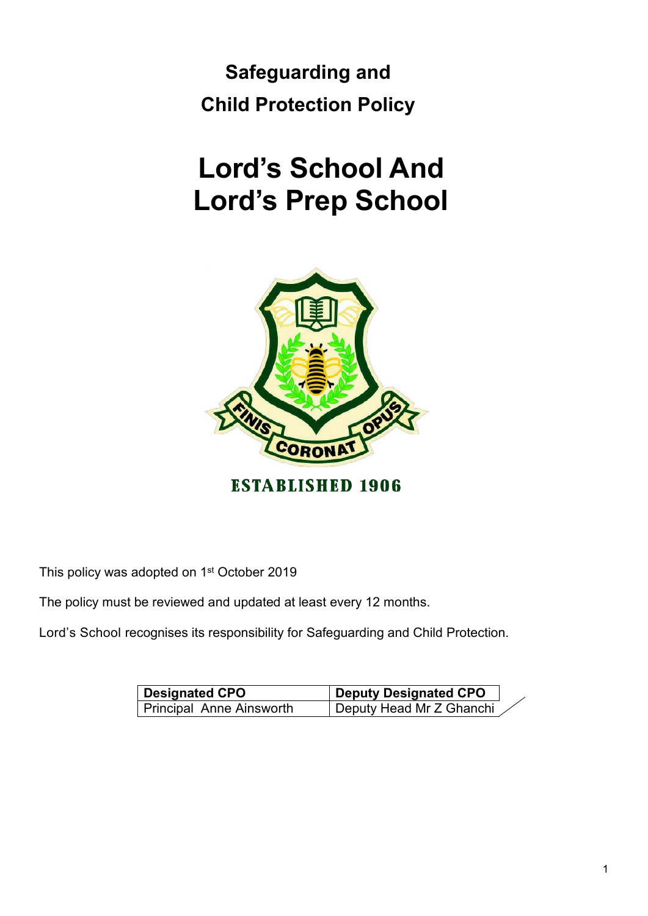# Safeguarding and Child Protection Policy

# Lord's School And Lord's Prep School

ESTABLISHED 1906

This policy was adopted on 1st October 2019

The policy must be reviewed and updated at least every 12 months.

Lord's School recognises its responsibility for Safeguarding and Child Protection.

| Designated CPO | Deputy Designated CPO |
|---|---|
| Principal Anne Ainsworth | Deputy Head Mr Z Ghanchi |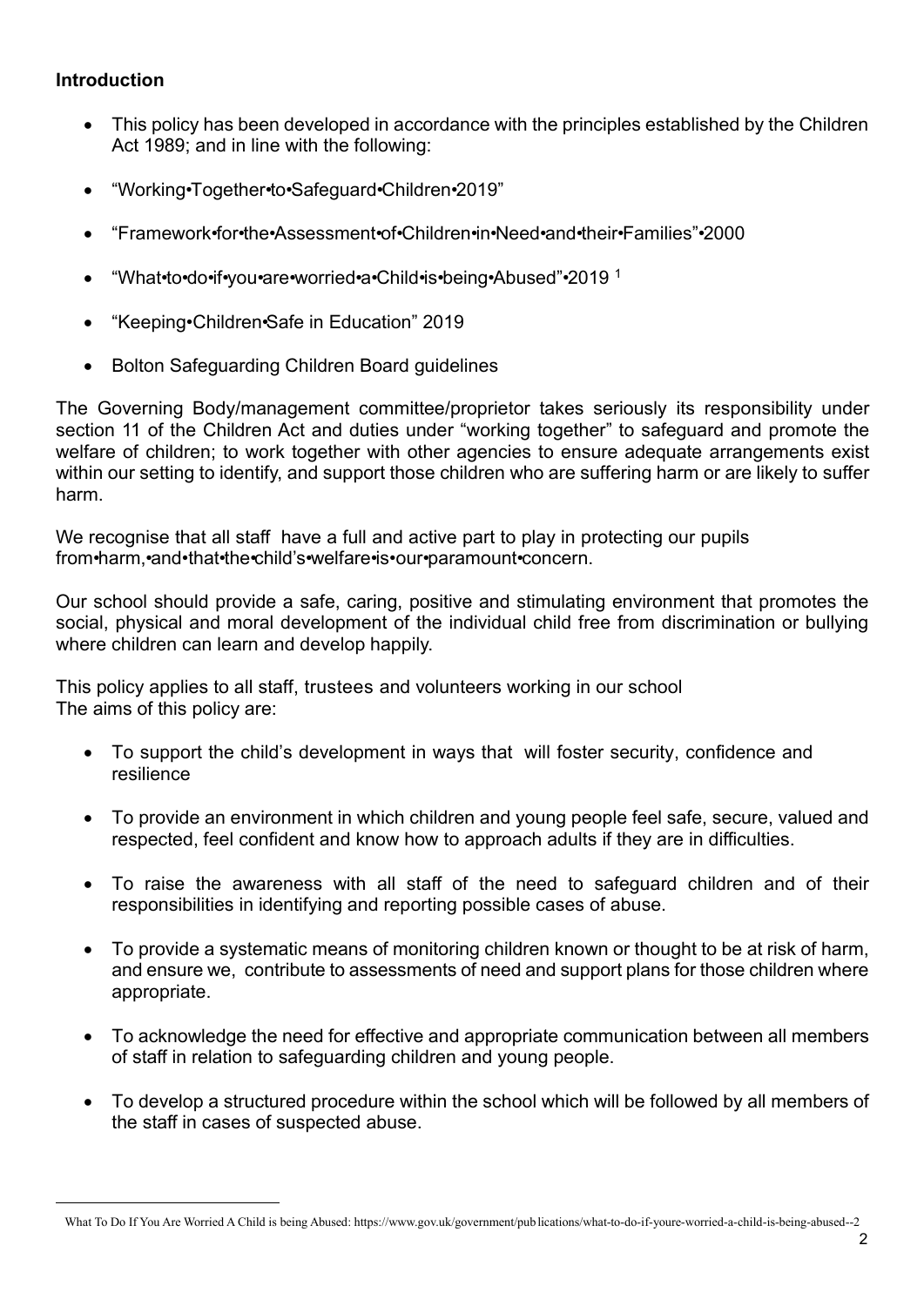**Introduction**

- This policy has been developed in accordance with the principles established by the Children Act 1989; and in line with the following:
- "Working•Together•to•Safeguard•Children•2019"
- "Framework•for•the•Assessment•of•Children•in•Need•and•their•Families"•2000
- "What•to•do•if•you•are•worried•a•Child•is•being•Abused"•2019 [1]
- "Keeping•Children•Safe in Education" 2019
- Bolton Safeguarding Children Board guidelines

The Governing Body/management committee/proprietor takes seriously its responsibility under section 11 of the Children Act and duties under "working together" to safeguard and promote the welfare of children; to work together with other agencies to ensure adequate arrangements exist within our setting to identify, and support those children who are suffering harm or are likely to suffer harm.

We recognise that all staff have a full and active part to play in protecting our pupils from•harm,•and•that•the•child's•welfare•is•our•paramount•concern.

Our school should provide a safe, caring, positive and stimulating environment that promotes the social, physical and moral development of the individual child free from discrimination or bullying where children can learn and develop happily.

This policy applies to all staff, trustees and volunteers working in our school
The aims of this policy are:

- To support the child's development in ways that will foster security, confidence and resilience
- To provide an environment in which children and young people feel safe, secure, valued and respected, feel confident and know how to approach adults if they are in difficulties.
- To raise the awareness with all staff of the need to safeguard children and of their responsibilities in identifying and reporting possible cases of abuse.
- To provide a systematic means of monitoring children known or thought to be at risk of harm, and ensure we, contribute to assessments of need and support plans for those children where appropriate.
- To acknowledge the need for effective and appropriate communication between all members of staff in relation to safeguarding children and young people.
- To develop a structured procedure within the school which will be followed by all members of the staff in cases of suspected abuse.

---

[1] What To Do If You Are Worried A Child is being Abused: https://www.gov.uk/government/publications/what-to-do-if-youre-worried-a-child-is-being-abused--2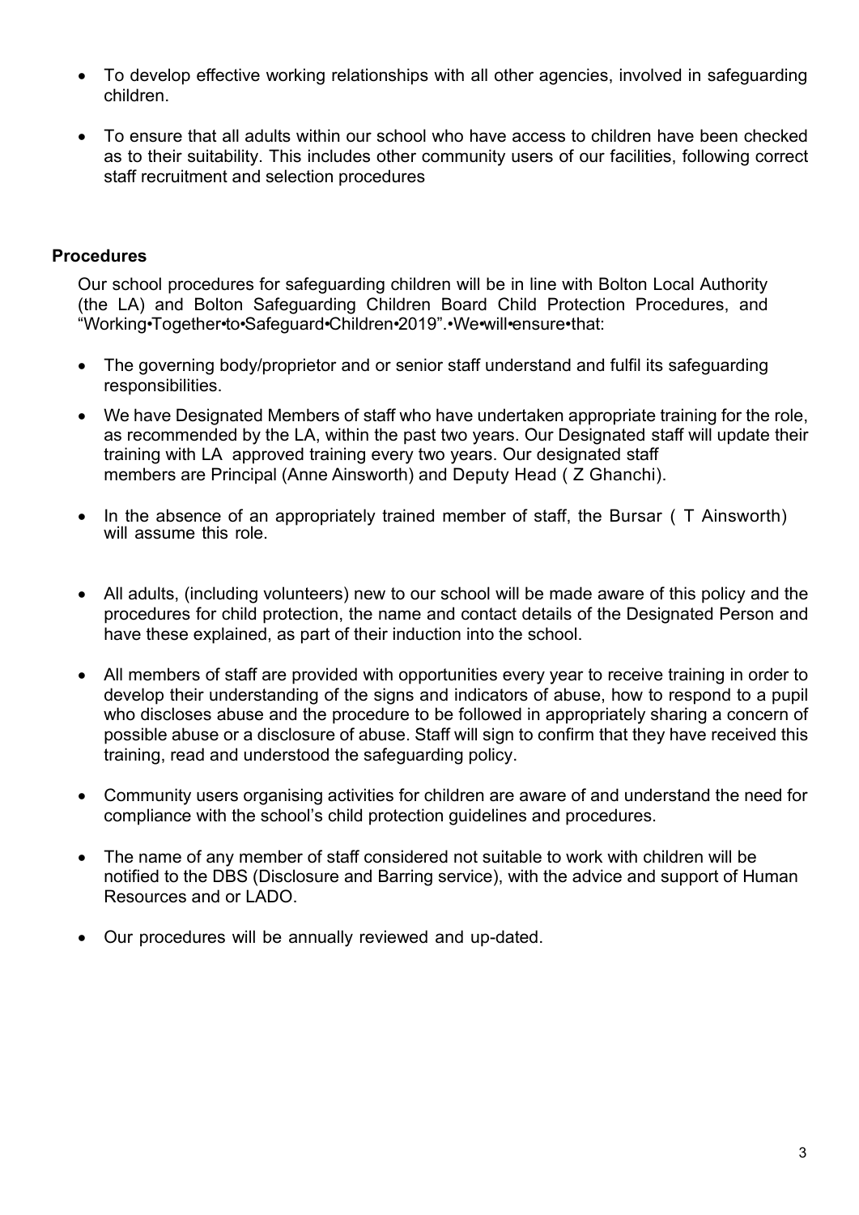- To develop effective working relationships with all other agencies, involved in safeguarding children.
- To ensure that all adults within our school who have access to children have been checked as to their suitability. This includes other community users of our facilities, following correct staff recruitment and selection procedures

**Procedures**

Our school procedures for safeguarding children will be in line with Bolton Local Authority (the LA) and Bolton Safeguarding Children Board Child Protection Procedures, and "Working•Together•to•Safeguard•Children•2019".•We•will•ensure•that:

- The governing body/proprietor and or senior staff understand and fulfil its safeguarding responsibilities.
- We have Designated Members of staff who have undertaken appropriate training for the role, as recommended by the LA, within the past two years. Our Designated staff will update their training with LA approved training every two years. Our designated staff members are Principal (Anne Ainsworth) and Deputy Head ( Z Ghanchi).
- In the absence of an appropriately trained member of staff, the Bursar ( T Ainsworth) will assume this role.
- All adults, (including volunteers) new to our school will be made aware of this policy and the procedures for child protection, the name and contact details of the Designated Person and have these explained, as part of their induction into the school.
- All members of staff are provided with opportunities every year to receive training in order to develop their understanding of the signs and indicators of abuse, how to respond to a pupil who discloses abuse and the procedure to be followed in appropriately sharing a concern of possible abuse or a disclosure of abuse. Staff will sign to confirm that they have received this training, read and understood the safeguarding policy.
- Community users organising activities for children are aware of and understand the need for compliance with the school's child protection guidelines and procedures.
- The name of any member of staff considered not suitable to work with children will be notified to the DBS (Disclosure and Barring service), with the advice and support of Human Resources and or LADO.
- Our procedures will be annually reviewed and up-dated.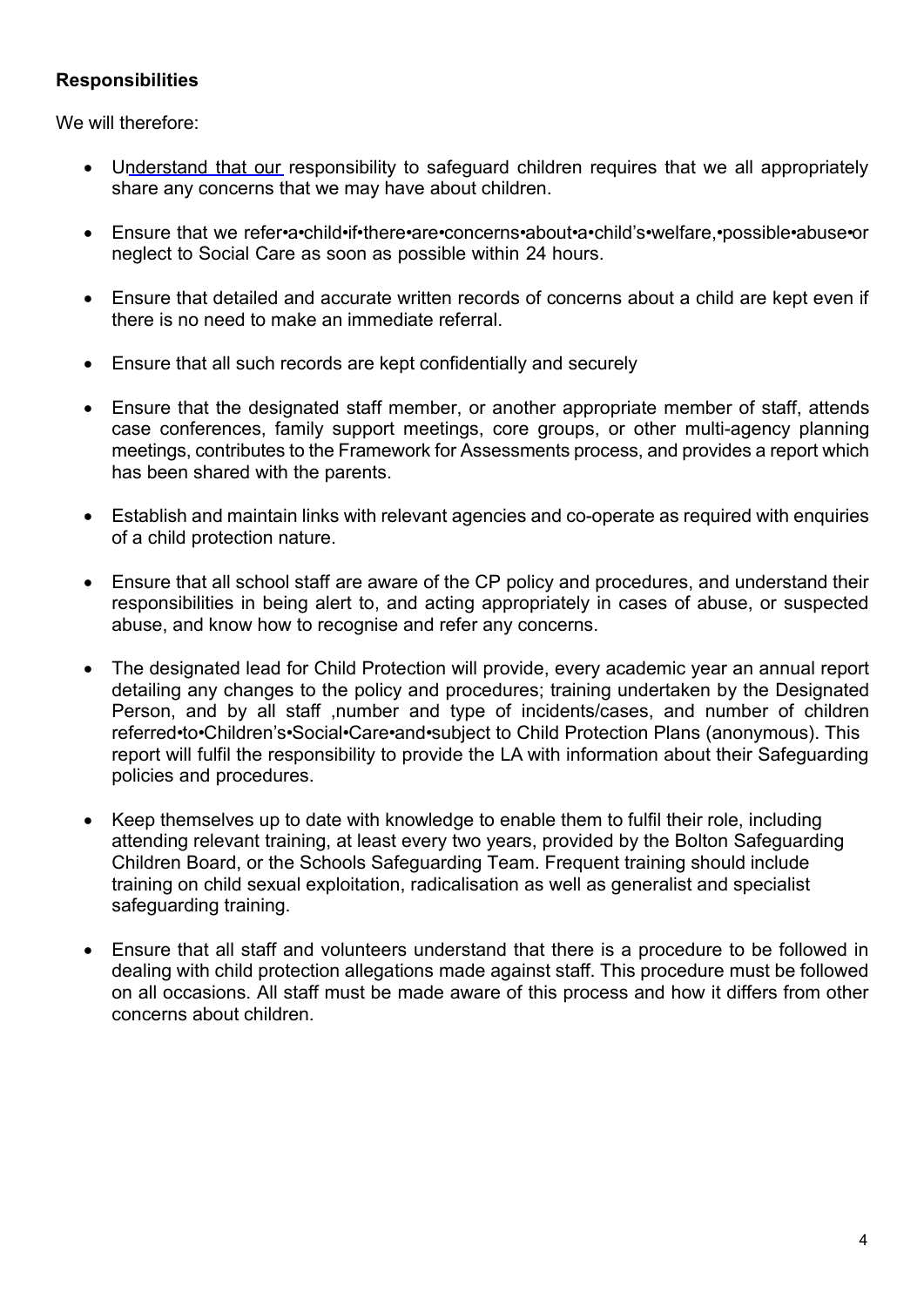**Responsibilities**

We will therefore:

- Understand that our responsibility to safeguard children requires that we all appropriately share any concerns that we may have about children.
- Ensure that we refer•a•child•if•there•are•concerns•about•a•child's•welfare,•possible•abuse•or neglect to Social Care as soon as possible within 24 hours.
- Ensure that detailed and accurate written records of concerns about a child are kept even if there is no need to make an immediate referral.
- Ensure that all such records are kept confidentially and securely
- Ensure that the designated staff member, or another appropriate member of staff, attends case conferences, family support meetings, core groups, or other multi-agency planning meetings, contributes to the Framework for Assessments process, and provides a report which has been shared with the parents.
- Establish and maintain links with relevant agencies and co-operate as required with enquiries of a child protection nature.
- Ensure that all school staff are aware of the CP policy and procedures, and understand their responsibilities in being alert to, and acting appropriately in cases of abuse, or suspected abuse, and know how to recognise and refer any concerns.
- The designated lead for Child Protection will provide, every academic year an annual report detailing any changes to the policy and procedures; training undertaken by the Designated Person, and by all staff ,number and type of incidents/cases, and number of children referred•to•Children's•Social•Care•and•subject to Child Protection Plans (anonymous). This report will fulfil the responsibility to provide the LA with information about their Safeguarding policies and procedures.
- Keep themselves up to date with knowledge to enable them to fulfil their role, including attending relevant training, at least every two years, provided by the Bolton Safeguarding Children Board, or the Schools Safeguarding Team. Frequent training should include training on child sexual exploitation, radicalisation as well as generalist and specialist safeguarding training.
- Ensure that all staff and volunteers understand that there is a procedure to be followed in dealing with child protection allegations made against staff. This procedure must be followed on all occasions. All staff must be made aware of this process and how it differs from other concerns about children.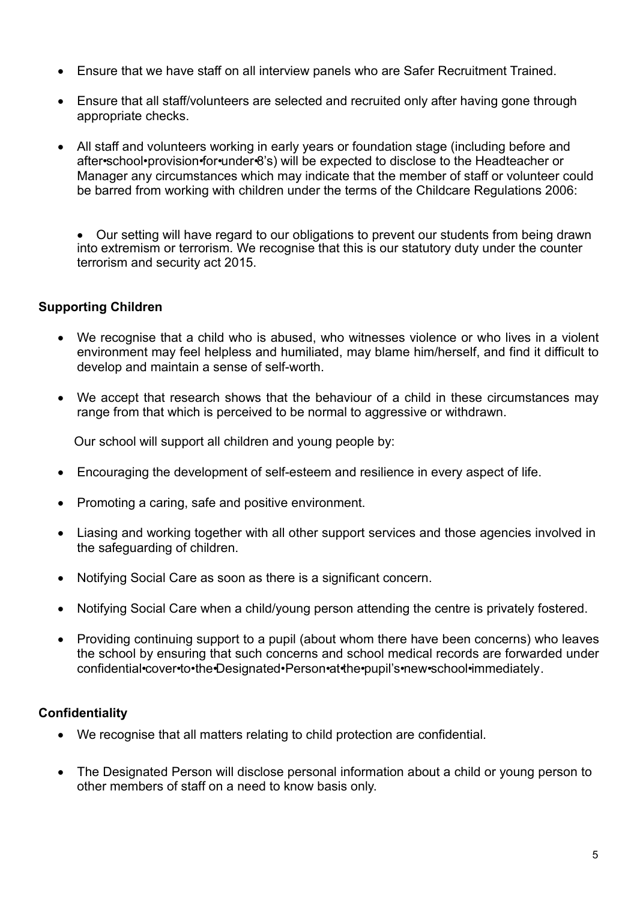- Ensure that we have staff on all interview panels who are Safer Recruitment Trained.
- Ensure that all staff/volunteers are selected and recruited only after having gone through appropriate checks.
- All staff and volunteers working in early years or foundation stage (including before and after•school•provision•for•under•8's) will be expected to disclose to the Headteacher or Manager any circumstances which may indicate that the member of staff or volunteer could be barred from working with children under the terms of the Childcare Regulations 2006:

- Our setting will have regard to our obligations to prevent our students from being drawn into extremism or terrorism. We recognise that this is our statutory duty under the counter terrorism and security act 2015.

### Supporting Children

- We recognise that a child who is abused, who witnesses violence or who lives in a violent environment may feel helpless and humiliated, may blame him/herself, and find it difficult to develop and maintain a sense of self-worth.
- We accept that research shows that the behaviour of a child in these circumstances may range from that which is perceived to be normal to aggressive or withdrawn.

Our school will support all children and young people by:

- Encouraging the development of self-esteem and resilience in every aspect of life.
- Promoting a caring, safe and positive environment.
- Liasing and working together with all other support services and those agencies involved in the safeguarding of children.
- Notifying Social Care as soon as there is a significant concern.
- Notifying Social Care when a child/young person attending the centre is privately fostered.
- Providing continuing support to a pupil (about whom there have been concerns) who leaves the school by ensuring that such concerns and school medical records are forwarded under confidential•cover•to•the•Designated•Person•at•the•pupil's•new•school•immediately.

### Confidentiality

- We recognise that all matters relating to child protection are confidential.
- The Designated Person will disclose personal information about a child or young person to other members of staff on a need to know basis only.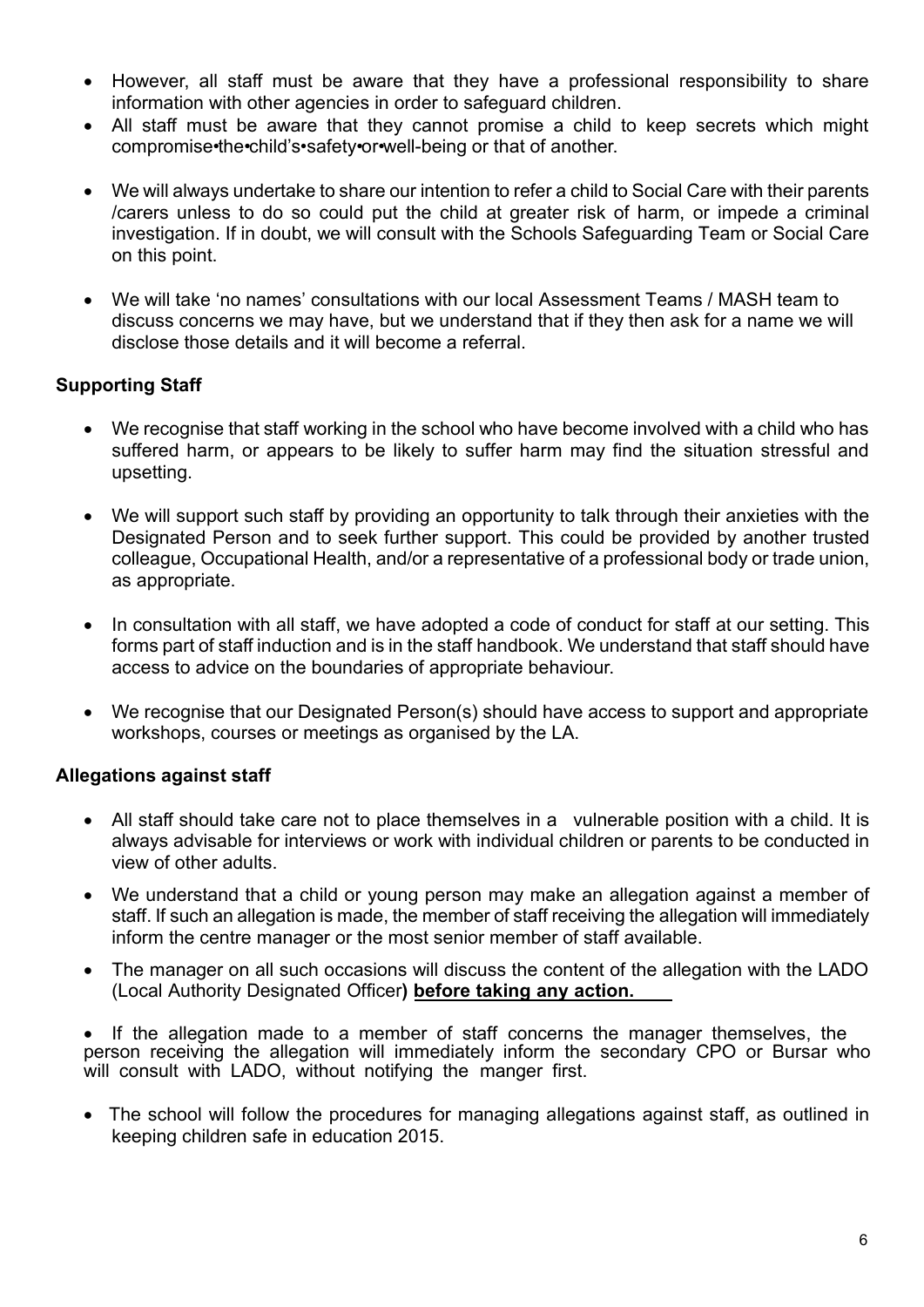- However, all staff must be aware that they have a professional responsibility to share information with other agencies in order to safeguard children.
- All staff must be aware that they cannot promise a child to keep secrets which might compromise•the•child's•safety•or•well-being or that of another.
- We will always undertake to share our intention to refer a child to Social Care with their parents /carers unless to do so could put the child at greater risk of harm, or impede a criminal investigation. If in doubt, we will consult with the Schools Safeguarding Team or Social Care on this point.
- We will take 'no names' consultations with our local Assessment Teams / MASH team to discuss concerns we may have, but we understand that if they then ask for a name we will disclose those details and it will become a referral.

**Supporting Staff**

- We recognise that staff working in the school who have become involved with a child who has suffered harm, or appears to be likely to suffer harm may find the situation stressful and upsetting.
- We will support such staff by providing an opportunity to talk through their anxieties with the Designated Person and to seek further support. This could be provided by another trusted colleague, Occupational Health, and/or a representative of a professional body or trade union, as appropriate.
- In consultation with all staff, we have adopted a code of conduct for staff at our setting. This forms part of staff induction and is in the staff handbook. We understand that staff should have access to advice on the boundaries of appropriate behaviour.
- We recognise that our Designated Person(s) should have access to support and appropriate workshops, courses or meetings as organised by the LA.

**Allegations against staff**

- All staff should take care not to place themselves in a vulnerable position with a child. It is always advisable for interviews or work with individual children or parents to be conducted in view of other adults.
- We understand that a child or young person may make an allegation against a member of staff. If such an allegation is made, the member of staff receiving the allegation will immediately inform the centre manager or the most senior member of staff available.
- The manager on all such occasions will discuss the content of the allegation with the LADO (Local Authority Designated Officer**) <u>before taking any action.</u>**
- If the allegation made to a member of staff concerns the manager themselves, the person receiving the allegation will immediately inform the secondary CPO or Bursar who will consult with LADO, without notifying the manger first.
- The school will follow the procedures for managing allegations against staff, as outlined in keeping children safe in education 2015.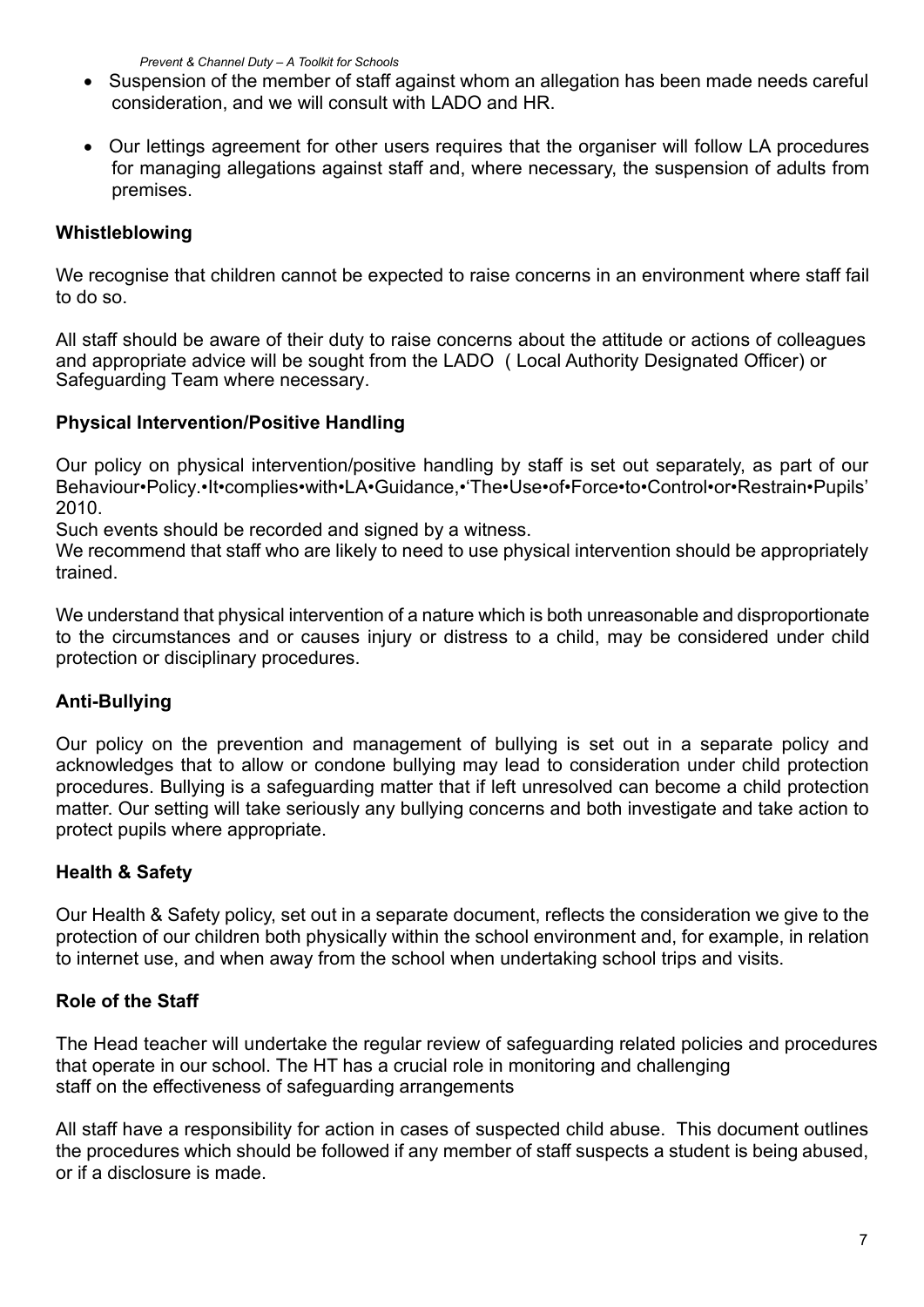- Suspension of the member of staff against whom an allegation has been made needs careful consideration, and we will consult with LADO and HR.
- Our lettings agreement for other users requires that the organiser will follow LA procedures for managing allegations against staff and, where necessary, the suspension of adults from premises.

## Whistleblowing

We recognise that children cannot be expected to raise concerns in an environment where staff fail to do so.

All staff should be aware of their duty to raise concerns about the attitude or actions of colleagues and appropriate advice will be sought from the LADO ( Local Authority Designated Officer) or Safeguarding Team where necessary.

## Physical Intervention/Positive Handling

Our policy on physical intervention/positive handling by staff is set out separately, as part of our Behaviour•Policy.•It•complies•with•LA•Guidance,•'The•Use•of•Force•to•Control•or•Restrain•Pupils' 2010.

Such events should be recorded and signed by a witness.

We recommend that staff who are likely to need to use physical intervention should be appropriately trained.

We understand that physical intervention of a nature which is both unreasonable and disproportionate to the circumstances and or causes injury or distress to a child, may be considered under child protection or disciplinary procedures.

## Anti-Bullying

Our policy on the prevention and management of bullying is set out in a separate policy and acknowledges that to allow or condone bullying may lead to consideration under child protection procedures. Bullying is a safeguarding matter that if left unresolved can become a child protection matter. Our setting will take seriously any bullying concerns and both investigate and take action to protect pupils where appropriate.

## Health & Safety

Our Health & Safety policy, set out in a separate document, reflects the consideration we give to the protection of our children both physically within the school environment and, for example, in relation to internet use, and when away from the school when undertaking school trips and visits.

## Role of the Staff

The Head teacher will undertake the regular review of safeguarding related policies and procedures that operate in our school. The HT has a crucial role in monitoring and challenging staff on the effectiveness of safeguarding arrangements

All staff have a responsibility for action in cases of suspected child abuse. This document outlines the procedures which should be followed if any member of staff suspects a student is being abused, or if a disclosure is made.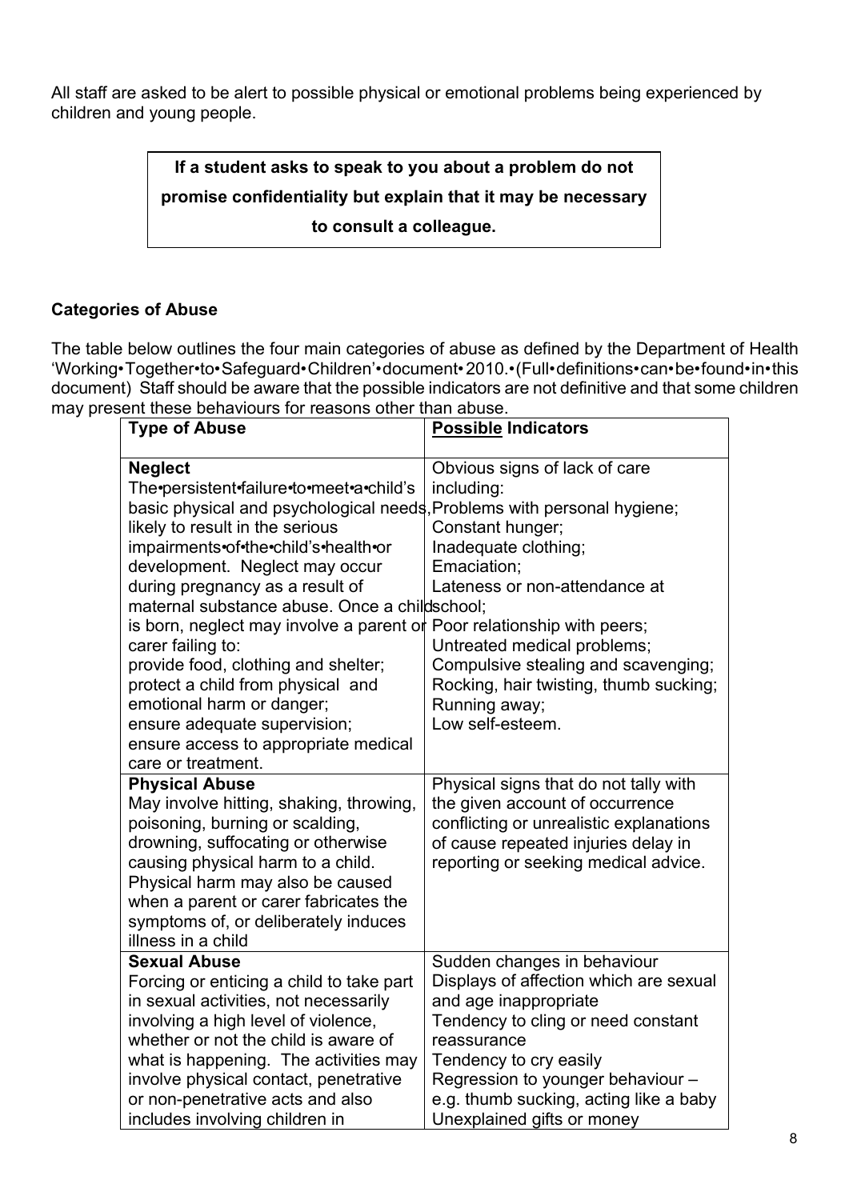All staff are asked to be alert to possible physical or emotional problems being experienced by children and young people.

> **If a student asks to speak to you about a problem do not promise confidentiality but explain that it may be necessary to consult a colleague.**

**Categories of Abuse**

The table below outlines the four main categories of abuse as defined by the Department of Health 'Working Together to Safeguard Children' document 2010. (Full definitions can be found in this document) Staff should be aware that the possible indicators are not definitive and that some children may present these behaviours for reasons other than abuse.

| Type of Abuse | **Possible** Indicators |
|---|---|
| **Neglect**<br>The persistent failure to meet a child's basic physical and psychological needs, likely to result in the serious impairments of the child's health or development. Neglect may occur during pregnancy as a result of maternal substance abuse. Once a child is born, neglect may involve a parent or carer failing to:<br>provide food, clothing and shelter;<br>protect a child from physical and emotional harm or danger;<br>ensure adequate supervision;<br>ensure access to appropriate medical care or treatment. | Obvious signs of lack of care including:<br>Problems with personal hygiene;<br>Constant hunger;<br>Inadequate clothing;<br>Emaciation;<br>Lateness or non-attendance at school;<br>Poor relationship with peers;<br>Untreated medical problems;<br>Compulsive stealing and scavenging;<br>Rocking, hair twisting, thumb sucking;<br>Running away;<br>Low self-esteem. |
| **Physical Abuse**<br>May involve hitting, shaking, throwing, poisoning, burning or scalding, drowning, suffocating or otherwise causing physical harm to a child. Physical harm may also be caused when a parent or carer fabricates the symptoms of, or deliberately induces illness in a child | Physical signs that do not tally with the given account of occurrence conflicting or unrealistic explanations of cause repeated injuries delay in reporting or seeking medical advice. |
| **Sexual Abuse**<br>Forcing or enticing a child to take part in sexual activities, not necessarily involving a high level of violence, whether or not the child is aware of what is happening. The activities may involve physical contact, penetrative or non-penetrative acts and also includes involving children in | Sudden changes in behaviour<br>Displays of affection which are sexual and age inappropriate<br>Tendency to cling or need constant reassurance<br>Tendency to cry easily<br>Regression to younger behaviour – e.g. thumb sucking, acting like a baby<br>Unexplained gifts or money |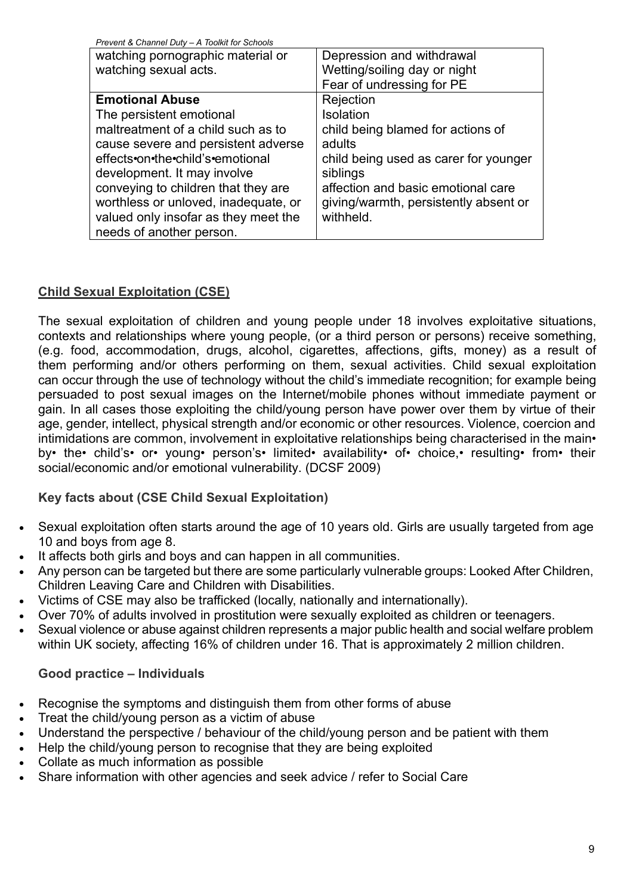| | |
|---|---|
| watching pornographic material or watching sexual acts. | Depression and withdrawal<br>Wetting/soiling day or night<br>Fear of undressing for PE |
| **Emotional Abuse**<br>The persistent emotional maltreatment of a child such as to cause severe and persistent adverse effects•on•the•child's•emotional development. It may involve conveying to children that they are worthless or unloved, inadequate, or valued only insofar as they meet the needs of another person. | Rejection<br>Isolation<br>child being blamed for actions of adults<br>child being used as carer for younger siblings<br>affection and basic emotional care giving/warmth, persistently absent or withheld. |

## Child Sexual Exploitation (CSE)

The sexual exploitation of children and young people under 18 involves exploitative situations, contexts and relationships where young people, (or a third person or persons) receive something, (e.g. food, accommodation, drugs, alcohol, cigarettes, affections, gifts, money) as a result of them performing and/or others performing on them, sexual activities. Child sexual exploitation can occur through the use of technology without the child's immediate recognition; for example being persuaded to post sexual images on the Internet/mobile phones without immediate payment or gain. In all cases those exploiting the child/young person have power over them by virtue of their age, gender, intellect, physical strength and/or economic or other resources. Violence, coercion and intimidations are common, involvement in exploitative relationships being characterised in the main• by• the• child's• or• young• person's• limited• availability• of• choice,• resulting• from• their social/economic and/or emotional vulnerability. (DCSF 2009)

### Key facts about (CSE Child Sexual Exploitation)

- Sexual exploitation often starts around the age of 10 years old. Girls are usually targeted from age 10 and boys from age 8.
- It affects both girls and boys and can happen in all communities.
- Any person can be targeted but there are some particularly vulnerable groups: Looked After Children, Children Leaving Care and Children with Disabilities.
- Victims of CSE may also be trafficked (locally, nationally and internationally).
- Over 70% of adults involved in prostitution were sexually exploited as children or teenagers.
- Sexual violence or abuse against children represents a major public health and social welfare problem within UK society, affecting 16% of children under 16. That is approximately 2 million children.

### Good practice – Individuals

- Recognise the symptoms and distinguish them from other forms of abuse
- Treat the child/young person as a victim of abuse
- Understand the perspective / behaviour of the child/young person and be patient with them
- Help the child/young person to recognise that they are being exploited
- Collate as much information as possible
- Share information with other agencies and seek advice / refer to Social Care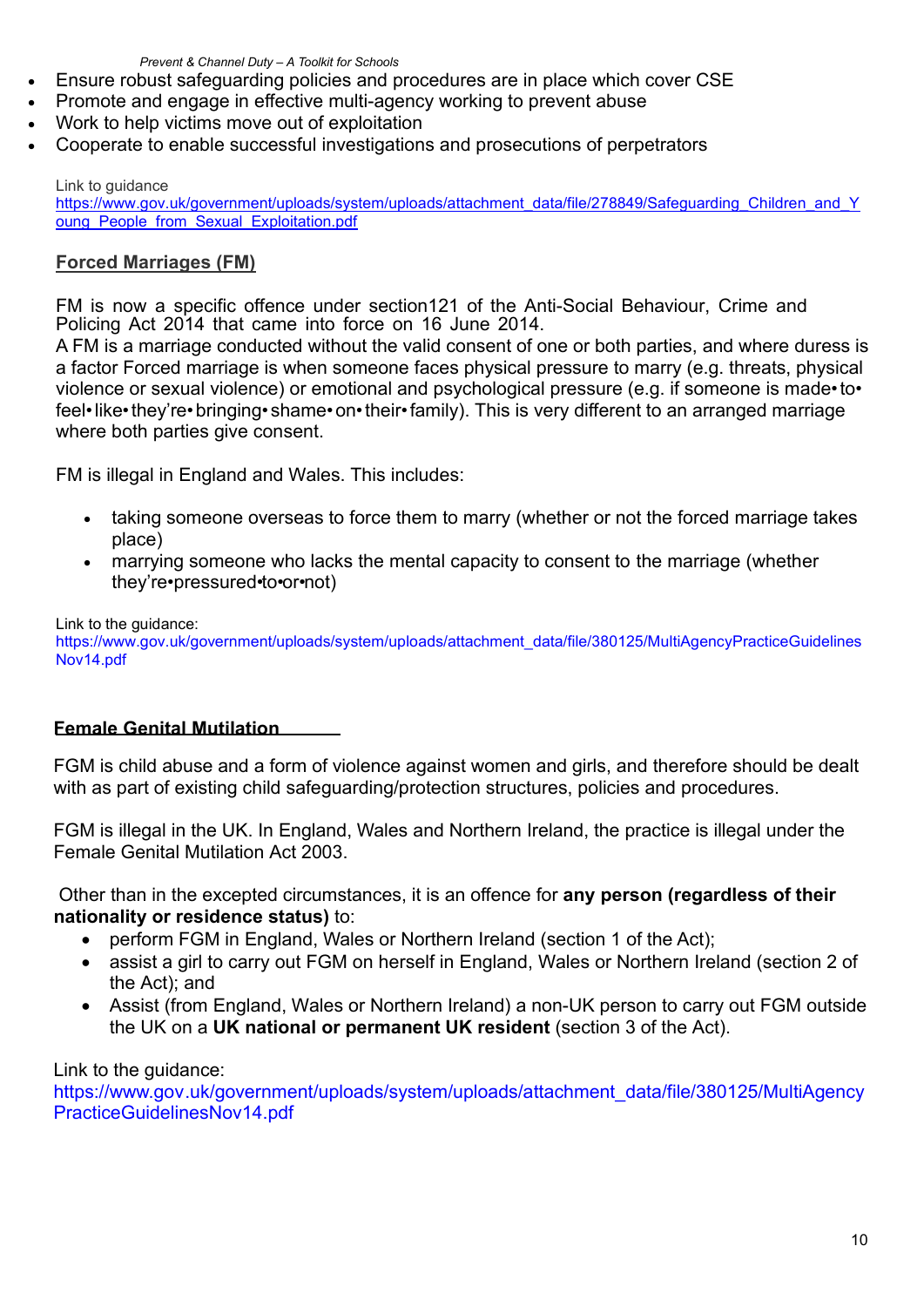- Ensure robust safeguarding policies and procedures are in place which cover CSE
- Promote and engage in effective multi-agency working to prevent abuse
- Work to help victims move out of exploitation
- Cooperate to enable successful investigations and prosecutions of perpetrators

Link to guidance
https://www.gov.uk/government/uploads/system/uploads/attachment_data/file/278849/Safeguarding_Children_and_Young_People_from_Sexual_Exploitation.pdf

## Forced Marriages (FM)

FM is now a specific offence under section121 of the Anti-Social Behaviour, Crime and Policing Act 2014 that came into force on 16 June 2014.
A FM is a marriage conducted without the valid consent of one or both parties, and where duress is a factor Forced marriage is when someone faces physical pressure to marry (e.g. threats, physical violence or sexual violence) or emotional and psychological pressure (e.g. if someone is made•to•feel•like•they're•bringing•shame•on•their•family). This is very different to an arranged marriage where both parties give consent.

FM is illegal in England and Wales. This includes:

- taking someone overseas to force them to marry (whether or not the forced marriage takes place)
- marrying someone who lacks the mental capacity to consent to the marriage (whether they're•pressured•to•or•not)

Link to the guidance:
https://www.gov.uk/government/uploads/system/uploads/attachment_data/file/380125/MultiAgencyPracticeGuidelinesNov14.pdf

## Female Genital Mutilation

FGM is child abuse and a form of violence against women and girls, and therefore should be dealt with as part of existing child safeguarding/protection structures, policies and procedures.

FGM is illegal in the UK. In England, Wales and Northern Ireland, the practice is illegal under the Female Genital Mutilation Act 2003.

Other than in the excepted circumstances, it is an offence for **any person (regardless of their nationality or residence status)** to:

- perform FGM in England, Wales or Northern Ireland (section 1 of the Act);
- assist a girl to carry out FGM on herself in England, Wales or Northern Ireland (section 2 of the Act); and
- Assist (from England, Wales or Northern Ireland) a non-UK person to carry out FGM outside the UK on a **UK national or permanent UK resident** (section 3 of the Act).

Link to the guidance:
https://www.gov.uk/government/uploads/system/uploads/attachment_data/file/380125/MultiAgencyPracticeGuidelinesNov14.pdf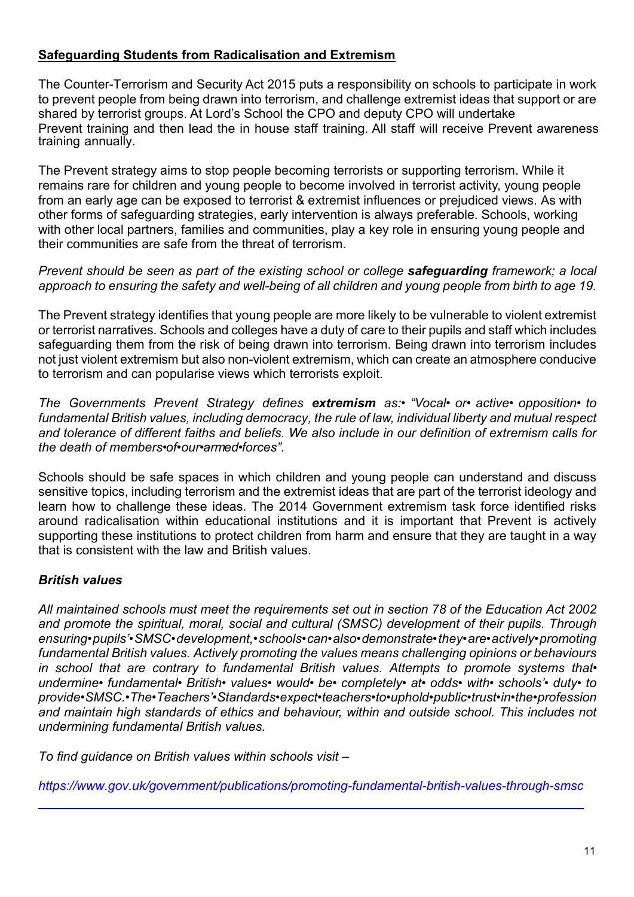**Safeguarding Students from Radicalisation and Extremism**

The Counter-Terrorism and Security Act 2015 puts a responsibility on schools to participate in work to prevent people from being drawn into terrorism, and challenge extremist ideas that support or are shared by terrorist groups. At Lord's School the CPO and deputy CPO will undertake Prevent training and then lead the in house staff training. All staff will receive Prevent awareness training annually.

The Prevent strategy aims to stop people becoming terrorists or supporting terrorism. While it remains rare for children and young people to become involved in terrorist activity, young people from an early age can be exposed to terrorist & extremist influences or prejudiced views. As with other forms of safeguarding strategies, early intervention is always preferable. Schools, working with other local partners, families and communities, play a key role in ensuring young people and their communities are safe from the threat of terrorism.

*Prevent should be seen as part of the existing school or college **safeguarding** framework; a local approach to ensuring the safety and well-being of all children and young people from birth to age 19.*

The Prevent strategy identifies that young people are more likely to be vulnerable to violent extremist or terrorist narratives. Schools and colleges have a duty of care to their pupils and staff which includes safeguarding them from the risk of being drawn into terrorism. Being drawn into terrorism includes not just violent extremism but also non-violent extremism, which can create an atmosphere conducive to terrorism and can popularise views which terrorists exploit.

*The Governments Prevent Strategy defines **extremism** as:• "Vocal• or• active• opposition• to fundamental British values, including democracy, the rule of law, individual liberty and mutual respect and tolerance of different faiths and beliefs. We also include in our definition of extremism calls for the death of members•of•our•armed•forces".*

Schools should be safe spaces in which children and young people can understand and discuss sensitive topics, including terrorism and the extremist ideas that are part of the terrorist ideology and learn how to challenge these ideas. The 2014 Government extremism task force identified risks around radicalisation within educational institutions and it is important that Prevent is actively supporting these institutions to protect children from harm and ensure that they are taught in a way that is consistent with the law and British values.

***British values***

*All maintained schools must meet the requirements set out in section 78 of the Education Act 2002 and promote the spiritual, moral, social and cultural (SMSC) development of their pupils. Through ensuring•pupils'•SMSC•development,•schools•can•also•demonstrate•they•are•actively•promoting fundamental British values. Actively promoting the values means challenging opinions or behaviours in school that are contrary to fundamental British values. Attempts to promote systems that• undermine• fundamental• British• values• would• be• completely• at• odds• with• schools'• duty• to provide•SMSC.•The•Teachers'•Standards•expect•teachers•to•uphold•public•trust•in•the•profession and maintain high standards of ethics and behaviour, within and outside school. This includes not undermining fundamental British values.*

*To find guidance on British values within schools visit –*

*https://www.gov.uk/government/publications/promoting-fundamental-british-values-through-smsc*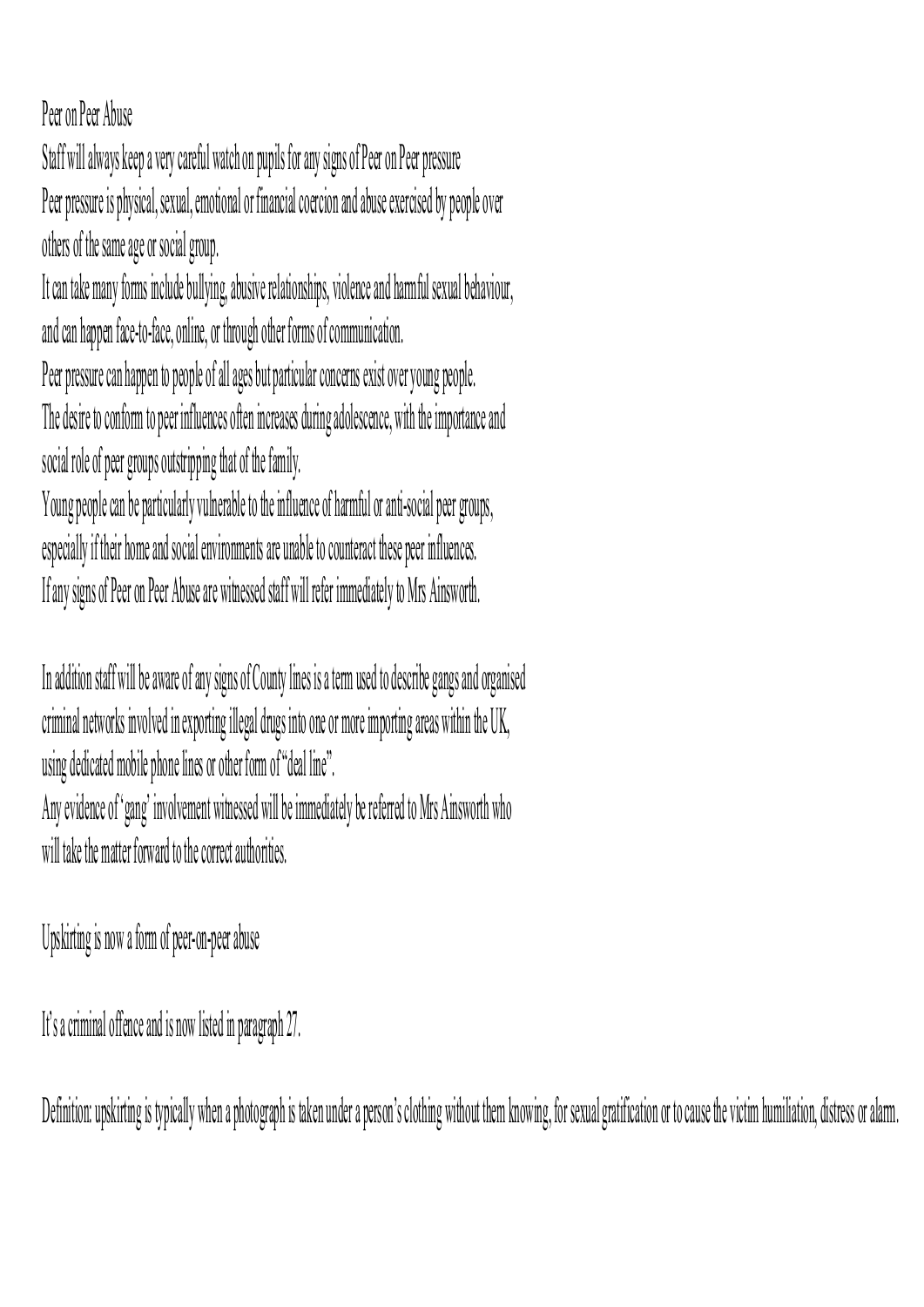## Peer on Peer Abuse

Staff will always keep a very careful watch on pupils for any signs of Peer on Peer pressure

Peer pressure is physical, sexual, emotional or financial coercion and abuse exercised by people over others of the same age or social group.

It can take many forms include bullying, abusive relationships, violence and harmful sexual behaviour, and can happen face-to-face, online, or through other forms of communication.

Peer pressure can happen to people of all ages but particular concerns exist over young people.

The desire to conform to peer influences often increases during adolescence, with the importance and social role of peer groups outstripping that of the family.

Young people can be particularly vulnerable to the influence of harmful or anti-social peer groups, especially if their home and social environments are unable to counteract these peer influences.

If any signs of Peer on Peer Abuse are witnessed staff will refer immediately to Mrs Ainsworth.

In addition staff will be aware of any signs of County lines is a term used to describe gangs and organised criminal networks involved in exporting illegal drugs into one or more importing areas within the UK, using dedicated mobile phone lines or other form of "deal line".

Any evidence of 'gang' involvement witnessed will be immediately be referred to Mrs Ainsworth who will take the matter forward to the correct authorities.

Upskirting is now a form of peer-on-peer abuse

It's a criminal offence and is now listed in paragraph 27.

Definition: upskirting is typically when a photograph is taken under a person's clothing without them knowing, for sexual gratification or to cause the victim humiliation, distress or alarm.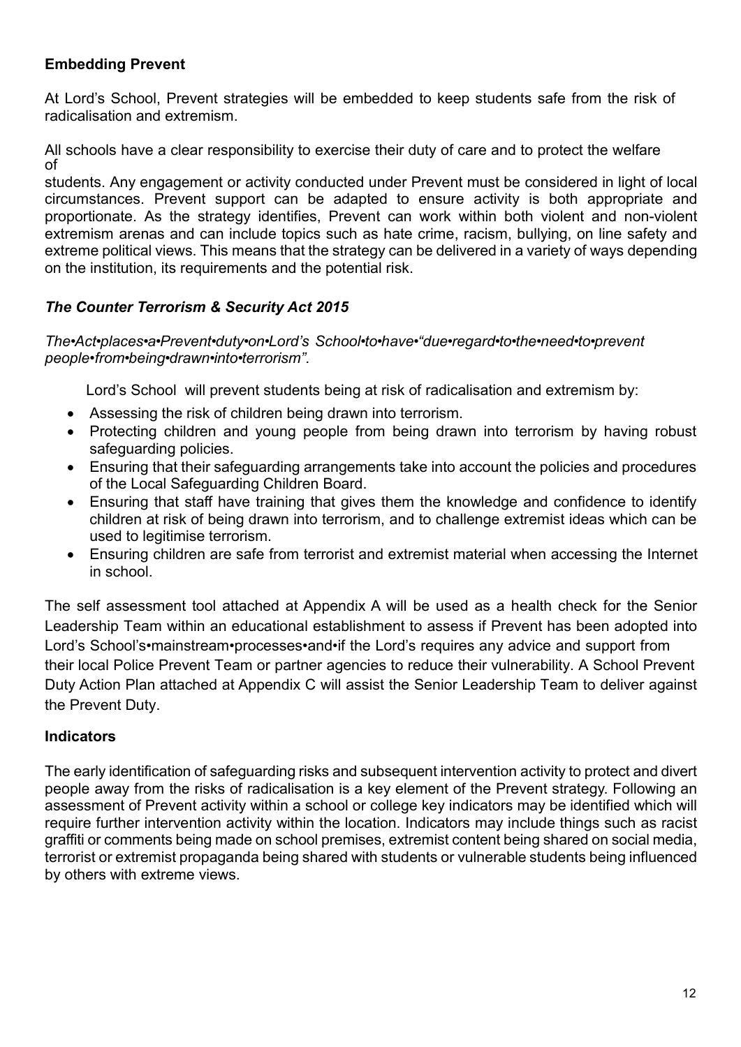**Embedding Prevent**

At Lord's School, Prevent strategies will be embedded to keep students safe from the risk of radicalisation and extremism.

All schools have a clear responsibility to exercise their duty of care and to protect the welfare of

students. Any engagement or activity conducted under Prevent must be considered in light of local circumstances. Prevent support can be adapted to ensure activity is both appropriate and proportionate. As the strategy identifies, Prevent can work within both violent and non-violent extremism arenas and can include topics such as hate crime, racism, bullying, on line safety and extreme political views. This means that the strategy can be delivered in a variety of ways depending on the institution, its requirements and the potential risk.

***The Counter Terrorism & Security Act 2015***

*The•Act•places•a•Prevent•duty•on•Lord's School•to•have•"due•regard•to•the•need•to•prevent people•from•being•drawn•into•terrorism".*

Lord's School will prevent students being at risk of radicalisation and extremism by:

- Assessing the risk of children being drawn into terrorism.
- Protecting children and young people from being drawn into terrorism by having robust safeguarding policies.
- Ensuring that their safeguarding arrangements take into account the policies and procedures of the Local Safeguarding Children Board.
- Ensuring that staff have training that gives them the knowledge and confidence to identify children at risk of being drawn into terrorism, and to challenge extremist ideas which can be used to legitimise terrorism.
- Ensuring children are safe from terrorist and extremist material when accessing the Internet in school.

The self assessment tool attached at Appendix A will be used as a health check for the Senior Leadership Team within an educational establishment to assess if Prevent has been adopted into Lord's School's•mainstream•processes•and•if the Lord's requires any advice and support from their local Police Prevent Team or partner agencies to reduce their vulnerability. A School Prevent Duty Action Plan attached at Appendix C will assist the Senior Leadership Team to deliver against the Prevent Duty.

**Indicators**

The early identification of safeguarding risks and subsequent intervention activity to protect and divert people away from the risks of radicalisation is a key element of the Prevent strategy. Following an assessment of Prevent activity within a school or college key indicators may be identified which will require further intervention activity within the location. Indicators may include things such as racist graffiti or comments being made on school premises, extremist content being shared on social media, terrorist or extremist propaganda being shared with students or vulnerable students being influenced by others with extreme views.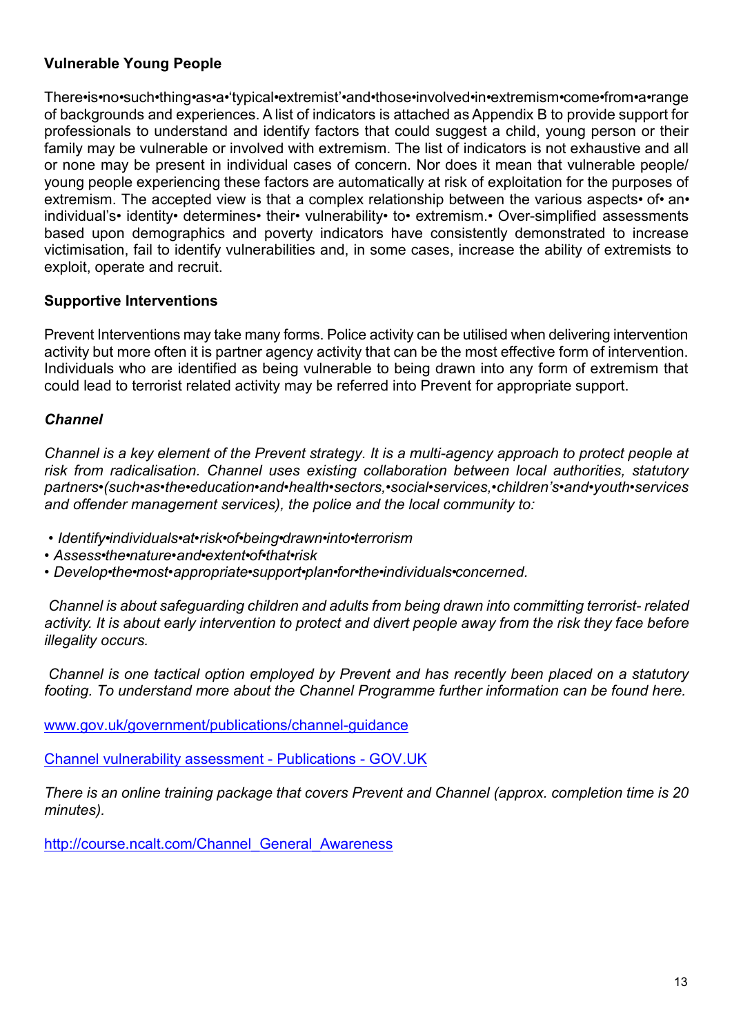**Vulnerable Young People**

There•is•no•such•thing•as•a•'typical•extremist'•and•those•involved•in•extremism•come•from•a•range of backgrounds and experiences. A list of indicators is attached as Appendix B to provide support for professionals to understand and identify factors that could suggest a child, young person or their family may be vulnerable or involved with extremism. The list of indicators is not exhaustive and all or none may be present in individual cases of concern. Nor does it mean that vulnerable people/ young people experiencing these factors are automatically at risk of exploitation for the purposes of extremism. The accepted view is that a complex relationship between the various aspects• of• an• individual's• identity• determines• their• vulnerability• to• extremism.• Over-simplified assessments based upon demographics and poverty indicators have consistently demonstrated to increase victimisation, fail to identify vulnerabilities and, in some cases, increase the ability of extremists to exploit, operate and recruit.

**Supportive Interventions**

Prevent Interventions may take many forms. Police activity can be utilised when delivering intervention activity but more often it is partner agency activity that can be the most effective form of intervention. Individuals who are identified as being vulnerable to being drawn into any form of extremism that could lead to terrorist related activity may be referred into Prevent for appropriate support.

***Channel***

*Channel is a key element of the Prevent strategy. It is a multi-agency approach to protect people at risk from radicalisation. Channel uses existing collaboration between local authorities, statutory partners•(such•as•the•education•and•health•sectors,•social•services,•children's•and•youth•services and offender management services), the police and the local community to:*

- *Identify•individuals•at•risk•of•being•drawn•into•terrorism*
- *Assess•the•nature•and•extent•of•that•risk*
- *Develop•the•most•appropriate•support•plan•for•the•individuals•concerned.*

*Channel is about safeguarding children and adults from being drawn into committing terrorist- related activity. It is about early intervention to protect and divert people away from the risk they face before illegality occurs.*

*Channel is one tactical option employed by Prevent and has recently been placed on a statutory footing. To understand more about the Channel Programme further information can be found here.*

www.gov.uk/government/publications/channel-guidance

Channel vulnerability assessment - Publications - GOV.UK

*There is an online training package that covers Prevent and Channel (approx. completion time is 20 minutes).*

http://course.ncalt.com/Channel_General_Awareness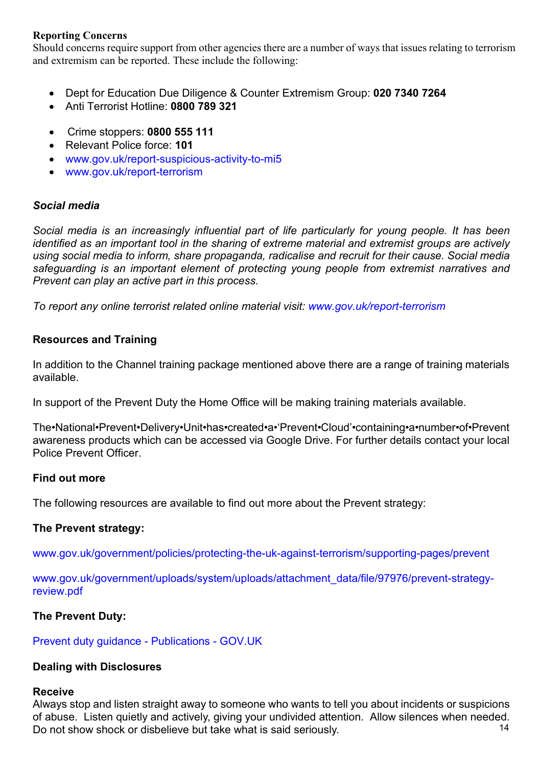**Reporting Concerns**
Should concerns require support from other agencies there are a number of ways that issues relating to terrorism and extremism can be reported. These include the following:

- Dept for Education Due Diligence & Counter Extremism Group: **020 7340 7264**
- Anti Terrorist Hotline: **0800 789 321**
- Crime stoppers: **0800 555 111**
- Relevant Police force: **101**
- www.gov.uk/report-suspicious-activity-to-mi5
- www.gov.uk/report-terrorism

***Social media***

*Social media is an increasingly influential part of life particularly for young people. It has been identified as an important tool in the sharing of extreme material and extremist groups are actively using social media to inform, share propaganda, radicalise and recruit for their cause. Social media safeguarding is an important element of protecting young people from extremist narratives and Prevent can play an active part in this process.*

*To report any online terrorist related online material visit: www.gov.uk/report-terrorism*

**Resources and Training**

In addition to the Channel training package mentioned above there are a range of training materials available.

In support of the Prevent Duty the Home Office will be making training materials available.

The•National•Prevent•Delivery•Unit•has•created•a•'Prevent•Cloud'•containing•a•number•of•Prevent awareness products which can be accessed via Google Drive. For further details contact your local Police Prevent Officer.

**Find out more**

The following resources are available to find out more about the Prevent strategy:

**The Prevent strategy:**

www.gov.uk/government/policies/protecting-the-uk-against-terrorism/supporting-pages/prevent

www.gov.uk/government/uploads/system/uploads/attachment_data/file/97976/prevent-strategy-review.pdf

**The Prevent Duty:**

Prevent duty guidance - Publications - GOV.UK

**Dealing with Disclosures**

**Receive**
Always stop and listen straight away to someone who wants to tell you about incidents or suspicions of abuse. Listen quietly and actively, giving your undivided attention. Allow silences when needed. Do not show shock or disbelieve but take what is said seriously.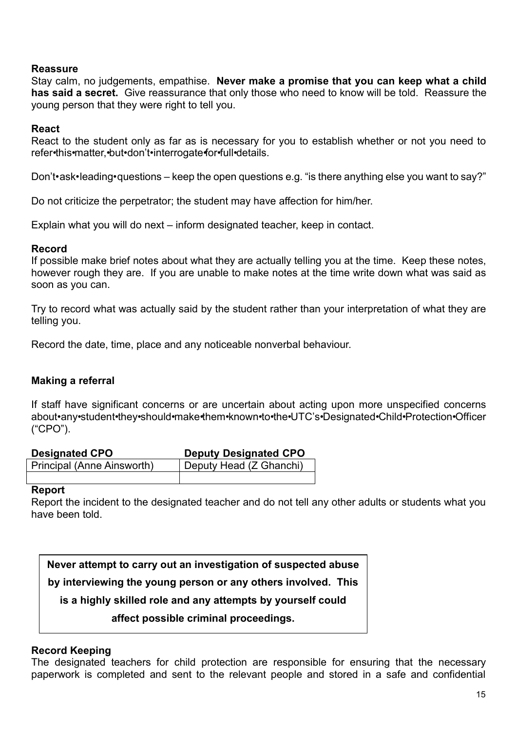**Reassure**
Stay calm, no judgements, empathise. **Never make a promise that you can keep what a child has said a secret.** Give reassurance that only those who need to know will be told. Reassure the young person that they were right to tell you.

**React**
React to the student only as far as is necessary for you to establish whether or not you need to refer this matter, but don't interrogate for full details.

Don't ask leading questions – keep the open questions e.g. "is there anything else you want to say?"

Do not criticize the perpetrator; the student may have affection for him/her.

Explain what you will do next – inform designated teacher, keep in contact.

**Record**
If possible make brief notes about what they are actually telling you at the time. Keep these notes, however rough they are. If you are unable to make notes at the time write down what was said as soon as you can.

Try to record what was actually said by the student rather than your interpretation of what they are telling you.

Record the date, time, place and any noticeable nonverbal behaviour.

**Making a referral**

If staff have significant concerns or are uncertain about acting upon more unspecified concerns about any student they should make them known to the UTC's Designated Child Protection Officer ("CPO").

| **Designated CPO** | **Deputy Designated CPO** |
|---|---|
| Principal (Anne Ainsworth) | Deputy Head (Z Ghanchi) |
| | |

**Report**
Report the incident to the designated teacher and do not tell any other adults or students what you have been told.

**Never attempt to carry out an investigation of suspected abuse by interviewing the young person or any others involved. This is a highly skilled role and any attempts by yourself could affect possible criminal proceedings.**

**Record Keeping**
The designated teachers for child protection are responsible for ensuring that the necessary paperwork is completed and sent to the relevant people and stored in a safe and confidential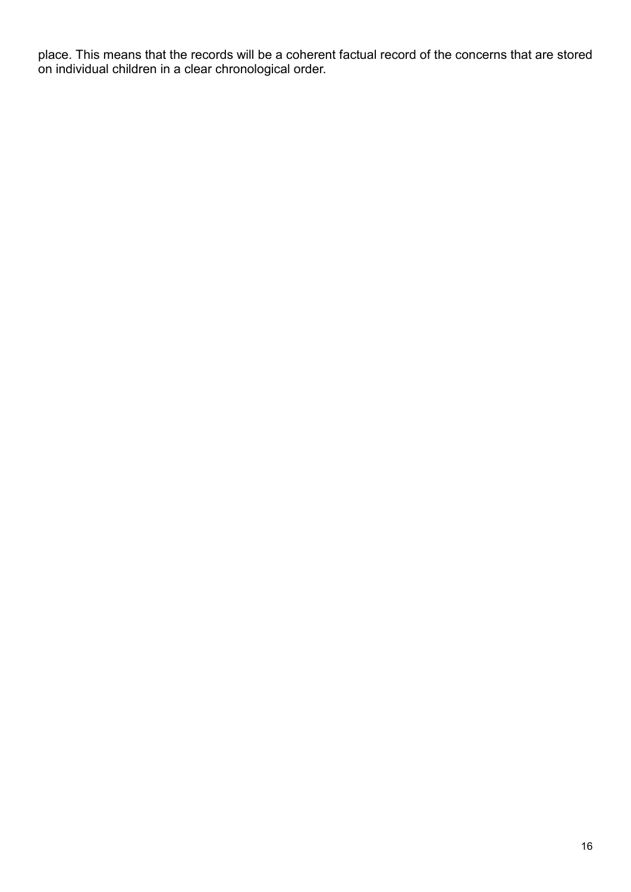place. This means that the records will be a coherent factual record of the concerns that are stored on individual children in a clear chronological order.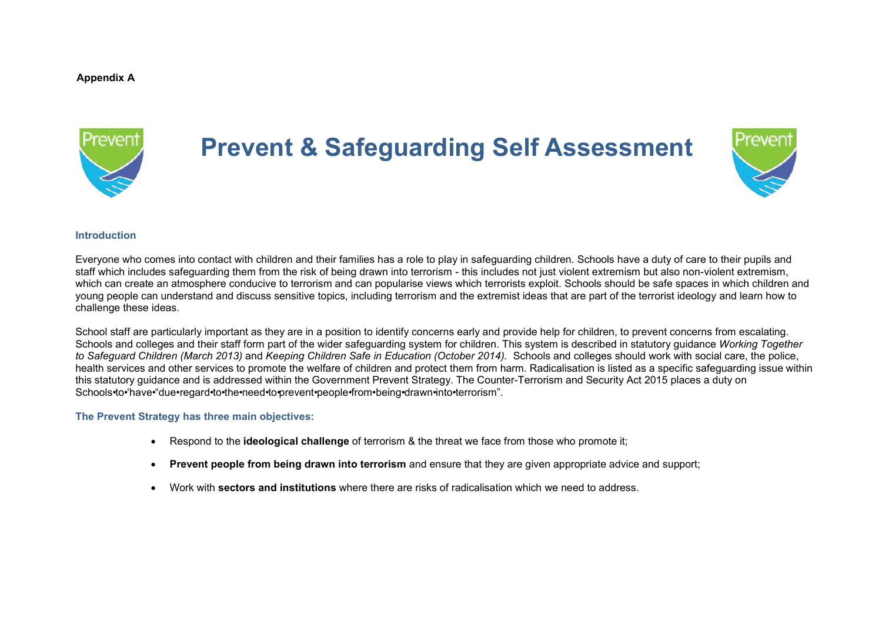**Appendix A**

# Prevent & Safeguarding Self Assessment

## Introduction

Everyone who comes into contact with children and their families has a role to play in safeguarding children. Schools have a duty of care to their pupils and staff which includes safeguarding them from the risk of being drawn into terrorism - this includes not just violent extremism but also non-violent extremism, which can create an atmosphere conducive to terrorism and can popularise views which terrorists exploit. Schools should be safe spaces in which children and young people can understand and discuss sensitive topics, including terrorism and the extremist ideas that are part of the terrorist ideology and learn how to challenge these ideas.

School staff are particularly important as they are in a position to identify concerns early and provide help for children, to prevent concerns from escalating. Schools and colleges and their staff form part of the wider safeguarding system for children. This system is described in statutory guidance *Working Together to Safeguard Children (March 2013)* and *Keeping Children Safe in Education (October 2014).* Schools and colleges should work with social care, the police, health services and other services to promote the welfare of children and protect them from harm. Radicalisation is listed as a specific safeguarding issue within this statutory guidance and is addressed within the Government Prevent Strategy. The Counter-Terrorism and Security Act 2015 places a duty on Schools•to‘have•“due•regard•to•the•need•to•prevent•people•from•being•drawn•into•terrorism”.

### The Prevent Strategy has three main objectives:

- Respond to the **ideological challenge** of terrorism & the threat we face from those who promote it;
- **Prevent people from being drawn into terrorism** and ensure that they are given appropriate advice and support;
- Work with **sectors and institutions** where there are risks of radicalisation which we need to address.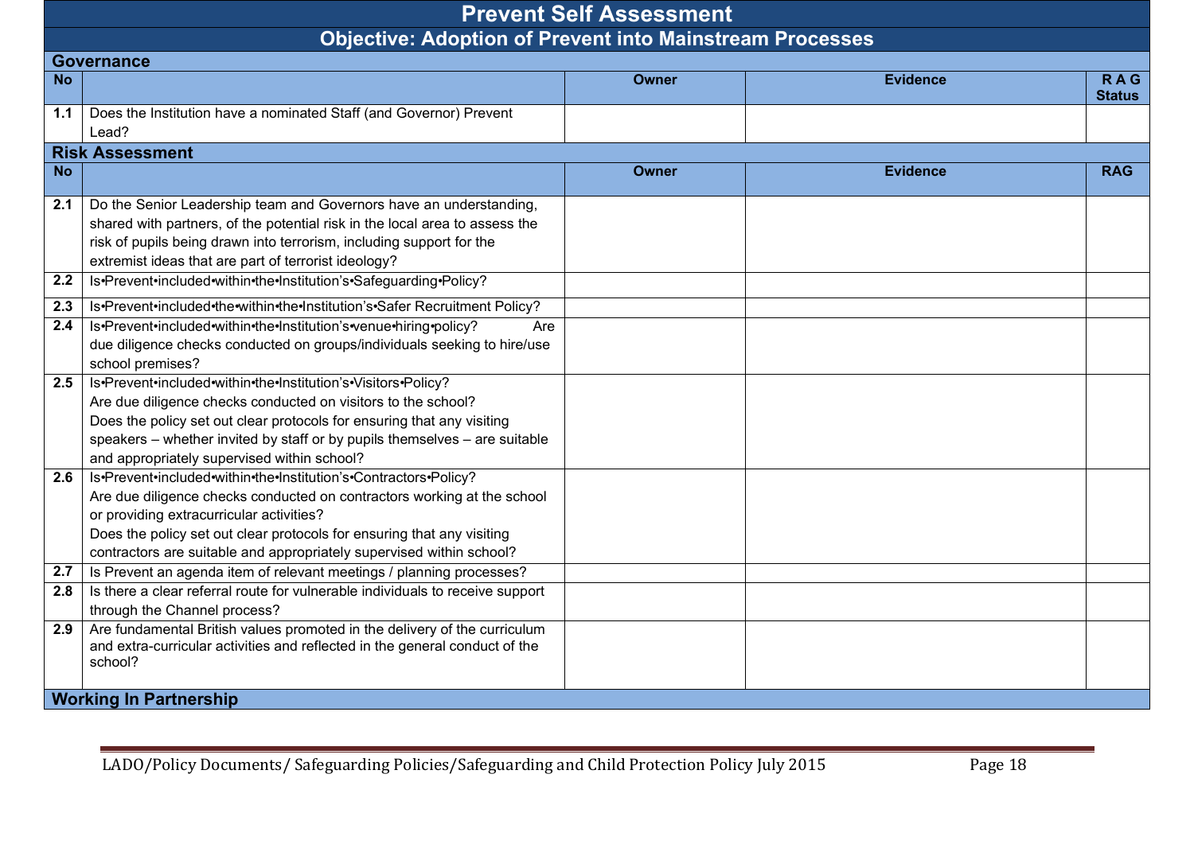# Prevent Self Assessment

## Objective: Adoption of Prevent into Mainstream Processes

### Governance

| No | | Owner | Evidence | R A G Status |
|---|---|---|---|---|
| 1.1 | Does the Institution have a nominated Staff (and Governor) Prevent Lead? | | | |

### Risk Assessment

| No | | Owner | Evidence | RAG |
|---|---|---|---|---|
| 2.1 | Do the Senior Leadership team and Governors have an understanding, shared with partners, of the potential risk in the local area to assess the risk of pupils being drawn into terrorism, including support for the extremist ideas that are part of terrorist ideology? | | | |
| 2.2 | Is•Prevent•included•within•the•Institution's•Safeguarding•Policy? | | | |
| 2.3 | Is•Prevent•included•the•within•the•Institution's•Safer Recruitment Policy? | | | |
| 2.4 | Is•Prevent•included•within•the•Institution's•venue•hiring•policy? Are due diligence checks conducted on groups/individuals seeking to hire/use school premises? | | | |
| 2.5 | Is•Prevent•included•within•the•Institution's•Visitors•Policy? Are due diligence checks conducted on visitors to the school? Does the policy set out clear protocols for ensuring that any visiting speakers – whether invited by staff or by pupils themselves – are suitable and appropriately supervised within school? | | | |
| 2.6 | Is•Prevent•included•within•the•Institution's•Contractors•Policy? Are due diligence checks conducted on contractors working at the school or providing extracurricular activities? Does the policy set out clear protocols for ensuring that any visiting contractors are suitable and appropriately supervised within school? | | | |
| 2.7 | Is Prevent an agenda item of relevant meetings / planning processes? | | | |
| 2.8 | Is there a clear referral route for vulnerable individuals to receive support through the Channel process? | | | |
| 2.9 | Are fundamental British values promoted in the delivery of the curriculum and extra-curricular activities and reflected in the general conduct of the school? | | | |

### Working In Partnership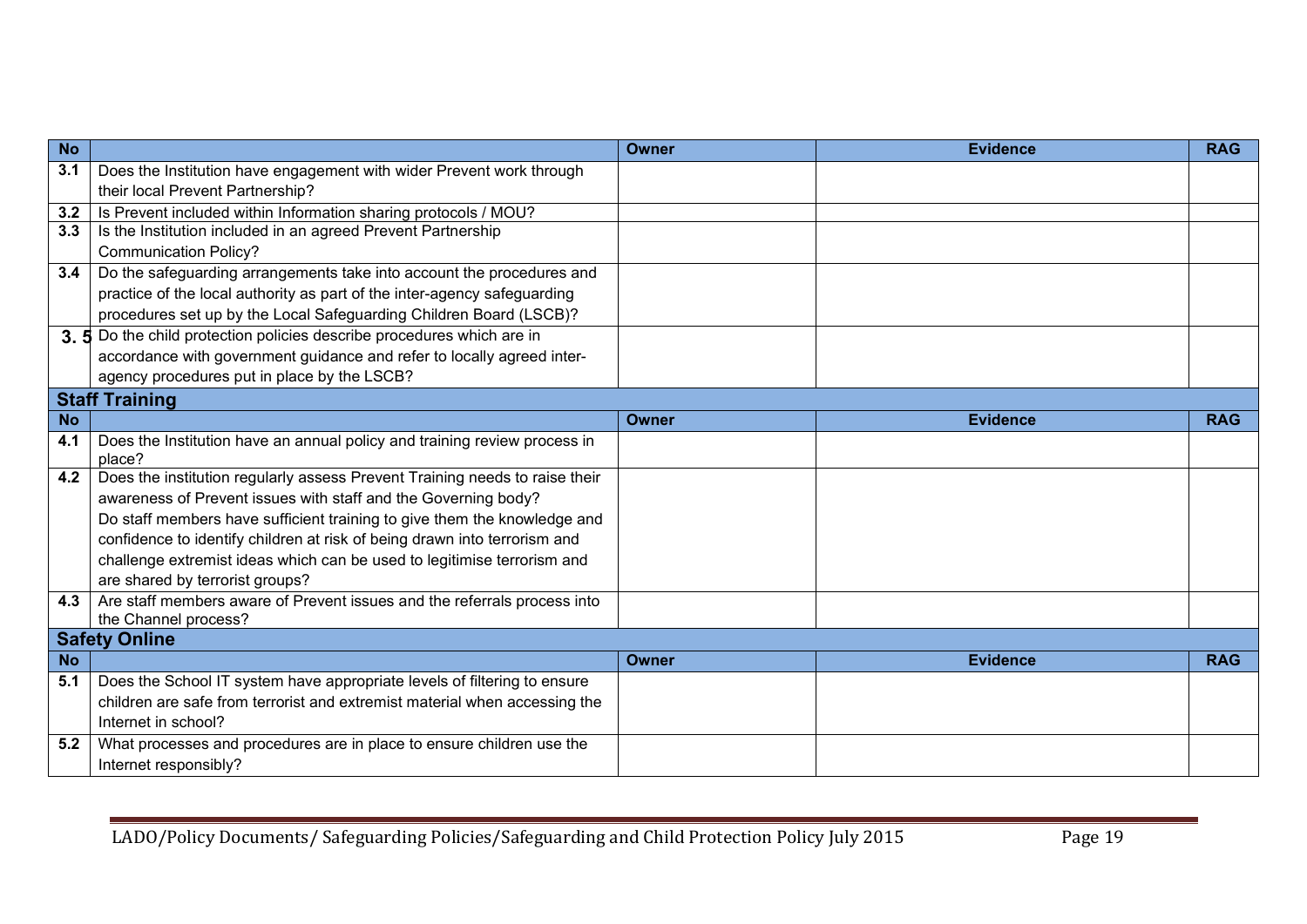| No | | Owner | Evidence | RAG |
|---|---|---|---|---|
| 3.1 | Does the Institution have engagement with wider Prevent work through their local Prevent Partnership? | | | |
| 3.2 | Is Prevent included within Information sharing protocols / MOU? | | | |
| 3.3 | Is the Institution included in an agreed Prevent Partnership Communication Policy? | | | |
| 3.4 | Do the safeguarding arrangements take into account the procedures and practice of the local authority as part of the inter-agency safeguarding procedures set up by the Local Safeguarding Children Board (LSCB)? | | | |
| 3.5 | Do the child protection policies describe procedures which are in accordance with government guidance and refer to locally agreed inter-agency procedures put in place by the LSCB? | | | |

**Staff Training**

| No | | Owner | Evidence | RAG |
|---|---|---|---|---|
| 4.1 | Does the Institution have an annual policy and training review process in place? | | | |
| 4.2 | Does the institution regularly assess Prevent Training needs to raise their awareness of Prevent issues with staff and the Governing body? Do staff members have sufficient training to give them the knowledge and confidence to identify children at risk of being drawn into terrorism and challenge extremist ideas which can be used to legitimise terrorism and are shared by terrorist groups? | | | |
| 4.3 | Are staff members aware of Prevent issues and the referrals process into the Channel process? | | | |

**Safety Online**

| No | | Owner | Evidence | RAG |
|---|---|---|---|---|
| 5.1 | Does the School IT system have appropriate levels of filtering to ensure children are safe from terrorist and extremist material when accessing the Internet in school? | | | |
| 5.2 | What processes and procedures are in place to ensure children use the Internet responsibly? | | | |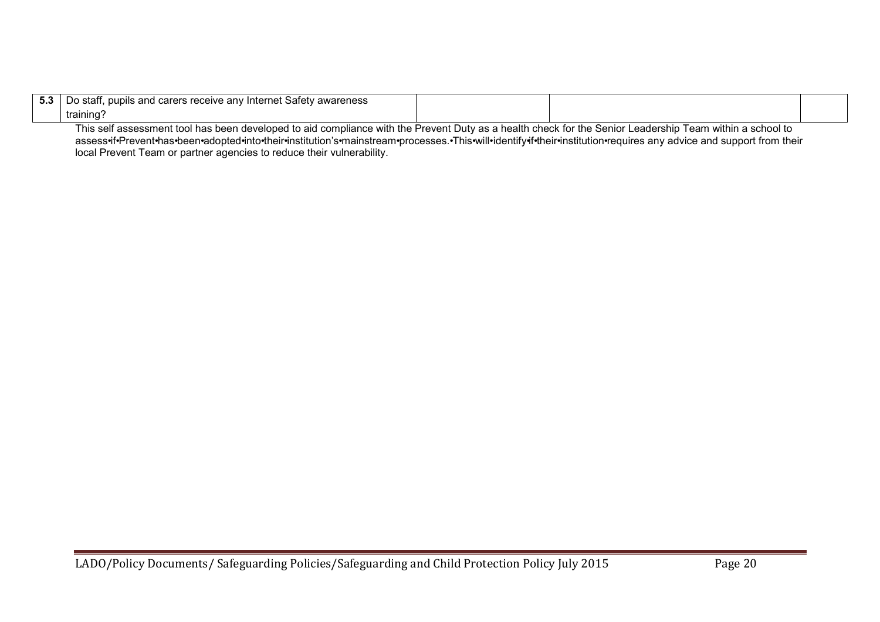| 5.3 | Do staff, pupils and carers receive any Internet Safety awareness training? | | | |
|---|---|---|---|---|

This self assessment tool has been developed to aid compliance with the Prevent Duty as a health check for the Senior Leadership Team within a school to assess•if•Prevent•has•been•adopted•into•their•institution's•mainstream•processes.•This•will•identify•if•their•institution•requires any advice and support from their local Prevent Team or partner agencies to reduce their vulnerability.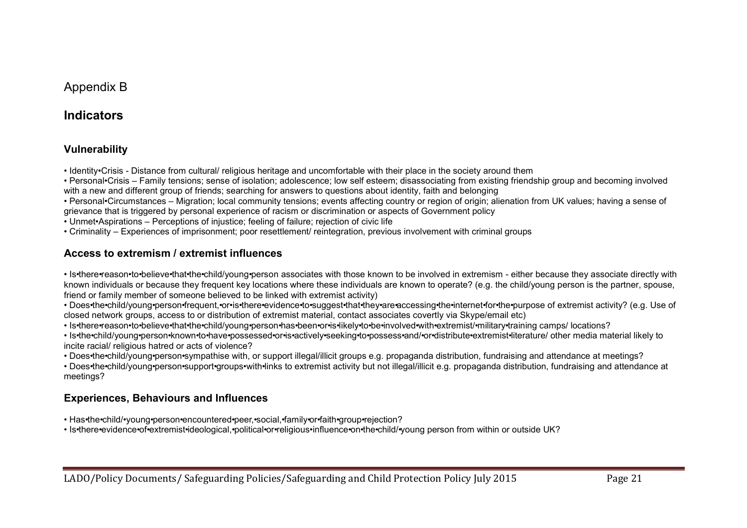# Appendix B

## Indicators

### Vulnerability

- Identity•Crisis - Distance from cultural/ religious heritage and uncomfortable with their place in the society around them
- Personal•Crisis – Family tensions; sense of isolation; adolescence; low self esteem; disassociating from existing friendship group and becoming involved with a new and different group of friends; searching for answers to questions about identity, faith and belonging
- Personal•Circumstances – Migration; local community tensions; events affecting country or region of origin; alienation from UK values; having a sense of grievance that is triggered by personal experience of racism or discrimination or aspects of Government policy
- Unmet•Aspirations – Perceptions of injustice; feeling of failure; rejection of civic life
- Criminality – Experiences of imprisonment; poor resettlement/ reintegration, previous involvement with criminal groups

### Access to extremism / extremist influences

- Is•there•reason•to•believe•that•the•child/young•person associates with those known to be involved in extremism - either because they associate directly with known individuals or because they frequent key locations where these individuals are known to operate? (e.g. the child/young person is the partner, spouse, friend or family member of someone believed to be linked with extremist activity)
- Does•the•child/young•person•frequent,•or•is•there•evidence•to•suggest•that•they•are•accessing•the•internet•for•the•purpose of extremist activity? (e.g. Use of closed network groups, access to or distribution of extremist material, contact associates covertly via Skype/email etc)
- Is•there•reason•to•believe•that•the•child/young•person•has•been•or•is•likely•to•be•involved•with•extremist/•military•training camps/ locations?
- Is•the•child/young•person•known•to•have•possessed•or•is•actively•seeking•to•possess•and/•or•distribute•extremist•literature/ other media material likely to incite racial/ religious hatred or acts of violence?
- Does•the•child/young•person•sympathise with, or support illegal/illicit groups e.g. propaganda distribution, fundraising and attendance at meetings?
- Does•the•child/young•person•support•groups•with•links to extremist activity but not illegal/illicit e.g. propaganda distribution, fundraising and attendance at meetings?

### Experiences, Behaviours and Influences

- Has•the•child/•young•person•encountered•peer,•social,•family•or•faith•group•rejection?
- Is•there•evidence•of•extremist•ideological,•political•or•religious•influence•on•the•child/•young person from within or outside UK?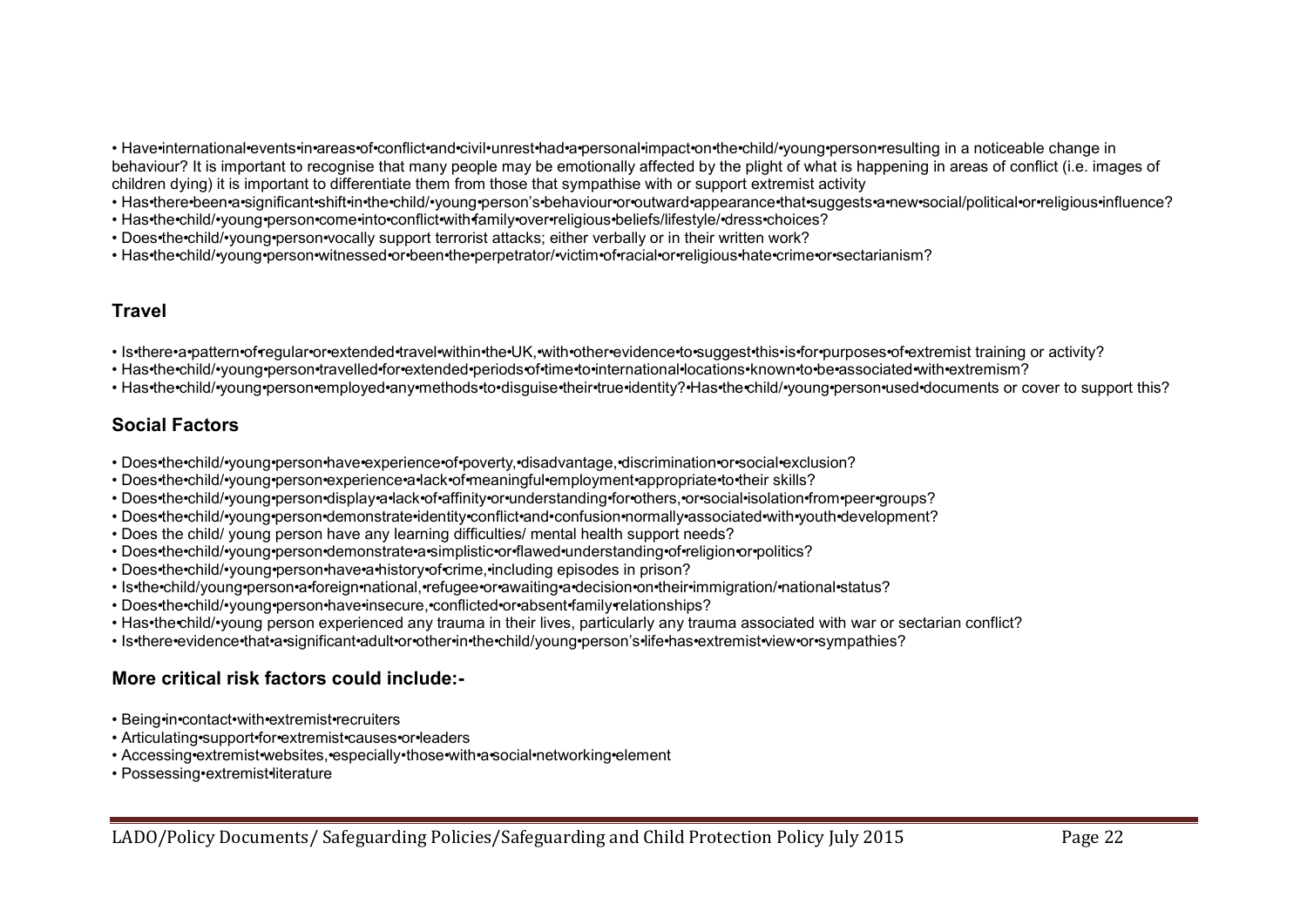- Have international events in areas of conflict and civil unrest had a personal impact on the child/ young person resulting in a noticeable change in behaviour? It is important to recognise that many people may be emotionally affected by the plight of what is happening in areas of conflict (i.e. images of children dying) it is important to differentiate them from those that sympathise with or support extremist activity
- Has there been a significant shift in the child/ young person's behaviour or outward appearance that suggests a new social/political or religious influence?
- Has the child/ young person come into conflict with family over religious beliefs/lifestyle/ dress choices?
- Does the child/ young person vocally support terrorist attacks; either verbally or in their written work?
- Has the child/ young person witnessed or been the perpetrator/ victim of racial or religious hate crime or sectarianism?

### Travel

- Is there a pattern of regular or extended travel within the UK, with other evidence to suggest this is for purposes of extremist training or activity?
- Has the child/ young person travelled for extended periods of time to international locations known to be associated with extremism?
- Has the child/ young person employed any methods to disguise their true identity? Has the child/ young person used documents or cover to support this?

### Social Factors

- Does the child/ young person have experience of poverty, disadvantage, discrimination or social exclusion?
- Does the child/ young person experience a lack of meaningful employment appropriate to their skills?
- Does the child/ young person display a lack of affinity or understanding for others, or social isolation from peer groups?
- Does the child/ young person demonstrate identity conflict and confusion normally associated with youth development?
- Does the child/ young person have any learning difficulties/ mental health support needs?
- Does the child/ young person demonstrate a simplistic or flawed understanding of religion or politics?
- Does the child/ young person have a history of crime, including episodes in prison?
- Is the child/young person a foreign national, refugee or awaiting a decision on their immigration/ national status?
- Does the child/ young person have insecure, conflicted or absent family relationships?
- Has the child/ young person experienced any trauma in their lives, particularly any trauma associated with war or sectarian conflict?
- Is there evidence that a significant adult or other in the child/young person's life has extremist view or sympathies?

### More critical risk factors could include:-

- Being in contact with extremist recruiters
- Articulating support for extremist causes or leaders
- Accessing extremist websites, especially those with a social networking element
- Possessing extremist literature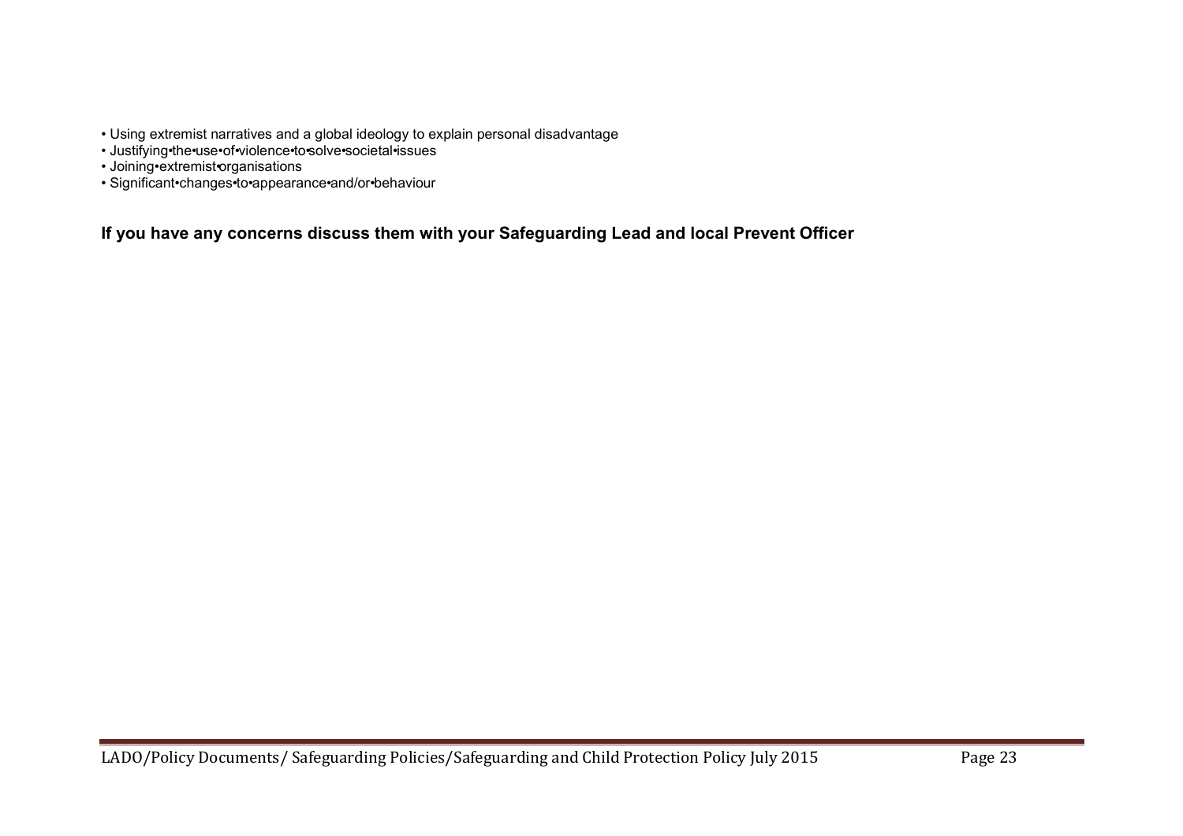- Using extremist narratives and a global ideology to explain personal disadvantage
- Justifying•the•use•of•violence•to•solve•societal•issues
- Joining•extremist•organisations
- Significant•changes•to•appearance•and/or•behaviour

**If you have any concerns discuss them with your Safeguarding Lead and local Prevent Officer**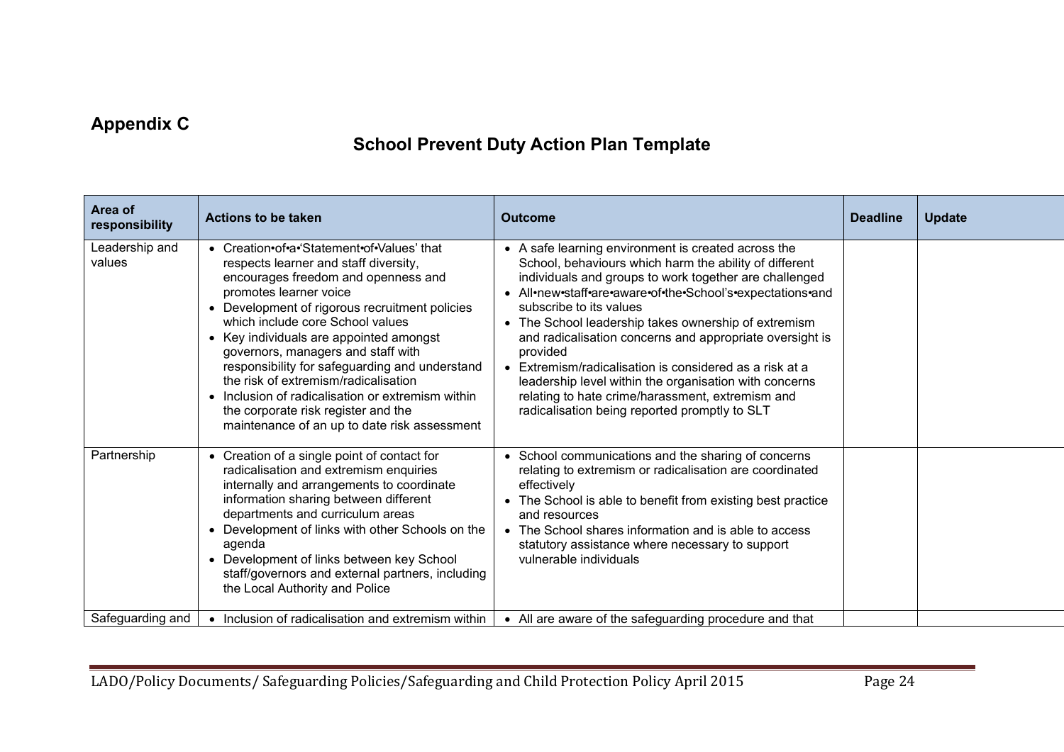## Appendix C

# School Prevent Duty Action Plan Template

| Area of responsibility | Actions to be taken | Outcome | Deadline | Update |
|---|---|---|---|---|
| Leadership and values | • Creation•of•a‘Statement•of•Values’ that respects learner and staff diversity, encourages freedom and openness and promotes learner voice<br>• Development of rigorous recruitment policies which include core School values<br>• Key individuals are appointed amongst governors, managers and staff with responsibility for safeguarding and understand the risk of extremism/radicalisation<br>• Inclusion of radicalisation or extremism within the corporate risk register and the maintenance of an up to date risk assessment | • A safe learning environment is created across the School, behaviours which harm the ability of different individuals and groups to work together are challenged<br>• All•new•staff•are•aware•of•the•School’s•expectations•and subscribe to its values<br>• The School leadership takes ownership of extremism and radicalisation concerns and appropriate oversight is provided<br>• Extremism/radicalisation is considered as a risk at a leadership level within the organisation with concerns relating to hate crime/harassment, extremism and radicalisation being reported promptly to SLT | | |
| Partnership | • Creation of a single point of contact for radicalisation and extremism enquiries internally and arrangements to coordinate information sharing between different departments and curriculum areas<br>• Development of links with other Schools on the agenda<br>• Development of links between key School staff/governors and external partners, including the Local Authority and Police | • School communications and the sharing of concerns relating to extremism or radicalisation are coordinated effectively<br>• The School is able to benefit from existing best practice and resources<br>• The School shares information and is able to access statutory assistance where necessary to support vulnerable individuals | | |
| Safeguarding and | • Inclusion of radicalisation and extremism within | • All are aware of the safeguarding procedure and that | | |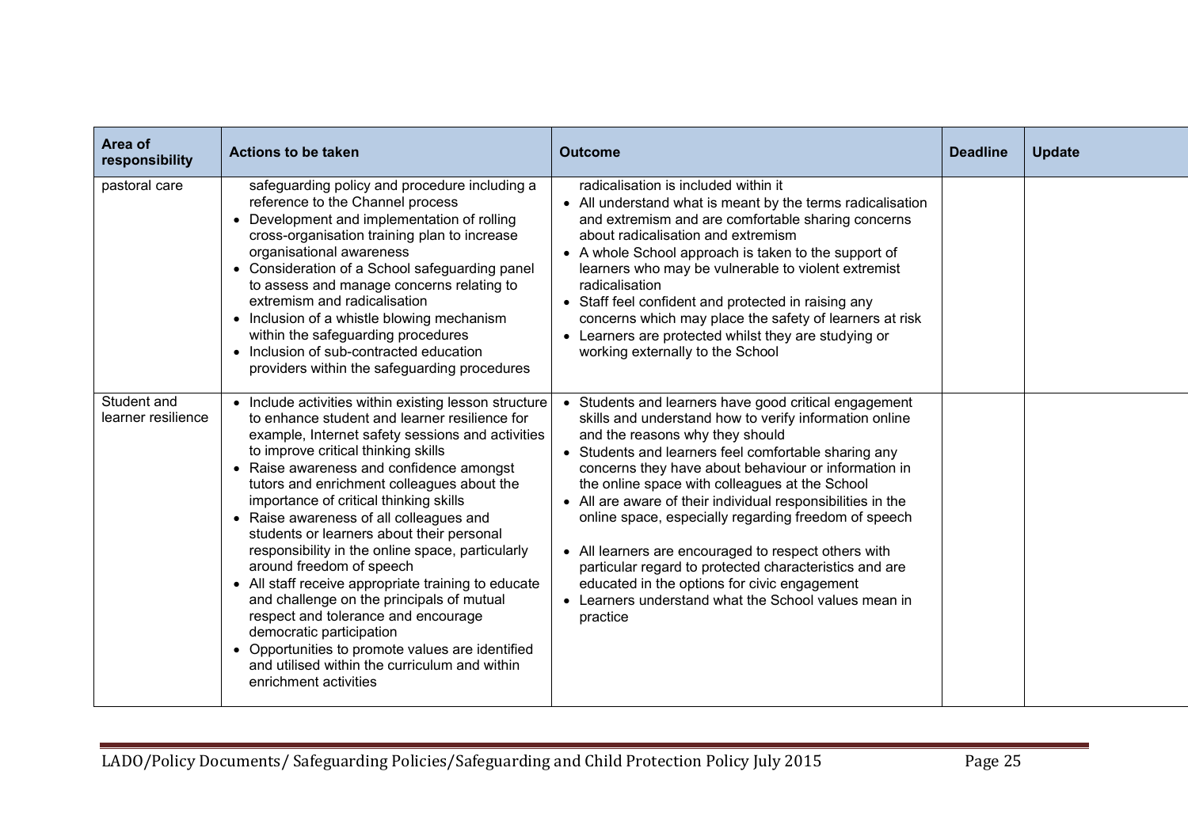| Area of responsibility | Actions to be taken | Outcome | Deadline | Update |
|---|---|---|---|---|
| pastoral care | safeguarding policy and procedure including a reference to the Channel process<br>• Development and implementation of rolling cross-organisation training plan to increase organisational awareness<br>• Consideration of a School safeguarding panel to assess and manage concerns relating to extremism and radicalisation<br>• Inclusion of a whistle blowing mechanism within the safeguarding procedures<br>• Inclusion of sub-contracted education providers within the safeguarding procedures | radicalisation is included within it<br>• All understand what is meant by the terms radicalisation and extremism and are comfortable sharing concerns about radicalisation and extremism<br>• A whole School approach is taken to the support of learners who may be vulnerable to violent extremist radicalisation<br>• Staff feel confident and protected in raising any concerns which may place the safety of learners at risk<br>• Learners are protected whilst they are studying or working externally to the School | | |
| Student and learner resilience | • Include activities within existing lesson structure to enhance student and learner resilience for example, Internet safety sessions and activities to improve critical thinking skills<br>• Raise awareness and confidence amongst tutors and enrichment colleagues about the importance of critical thinking skills<br>• Raise awareness of all colleagues and students or learners about their personal responsibility in the online space, particularly around freedom of speech<br>• All staff receive appropriate training to educate and challenge on the principals of mutual respect and tolerance and encourage democratic participation<br>• Opportunities to promote values are identified and utilised within the curriculum and within enrichment activities | • Students and learners have good critical engagement skills and understand how to verify information online and the reasons why they should<br>• Students and learners feel comfortable sharing any concerns they have about behaviour or information in the online space with colleagues at the School<br>• All are aware of their individual responsibilities in the online space, especially regarding freedom of speech<br>• All learners are encouraged to respect others with particular regard to protected characteristics and are educated in the options for civic engagement<br>• Learners understand what the School values mean in practice | | |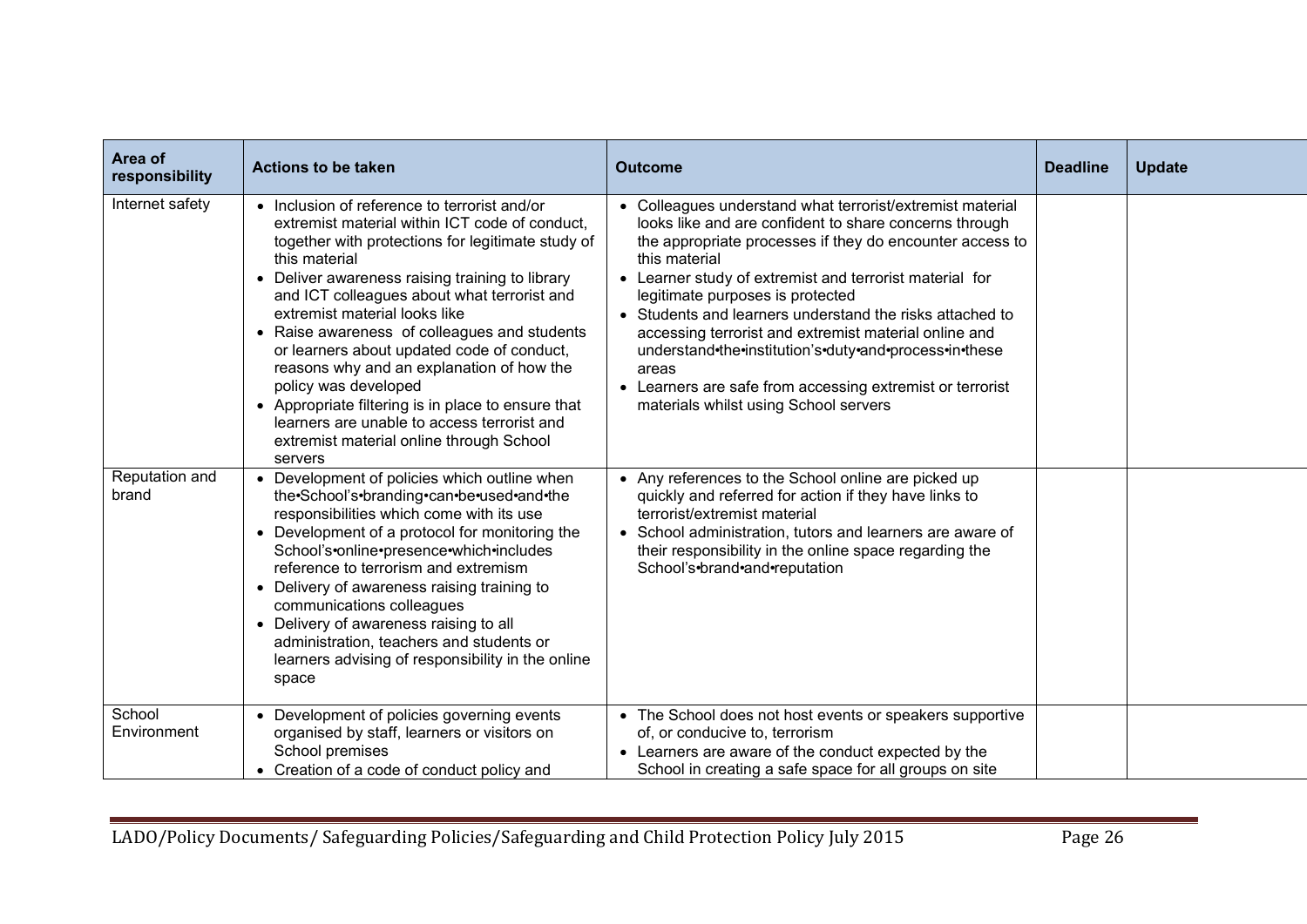| Area of responsibility | Actions to be taken | Outcome | Deadline | Update |
| --- | --- | --- | --- | --- |
| Internet safety | • Inclusion of reference to terrorist and/or extremist material within ICT code of conduct, together with protections for legitimate study of this material<br>• Deliver awareness raising training to library and ICT colleagues about what terrorist and extremist material looks like<br>• Raise awareness of colleagues and students or learners about updated code of conduct, reasons why and an explanation of how the policy was developed<br>• Appropriate filtering is in place to ensure that learners are unable to access terrorist and extremist material online through School servers | • Colleagues understand what terrorist/extremist material looks like and are confident to share concerns through the appropriate processes if they do encounter access to this material<br>• Learner study of extremist and terrorist material for legitimate purposes is protected<br>• Students and learners understand the risks attached to accessing terrorist and extremist material online and understand•the•institution's•duty•and•process•in•these areas<br>• Learners are safe from accessing extremist or terrorist materials whilst using School servers | | |
| Reputation and brand | • Development of policies which outline when the•School's•branding•can•be•used•and•the responsibilities which come with its use<br>• Development of a protocol for monitoring the School's•online•presence•which•includes reference to terrorism and extremism<br>• Delivery of awareness raising training to communications colleagues<br>• Delivery of awareness raising to all administration, teachers and students or learners advising of responsibility in the online space | • Any references to the School online are picked up quickly and referred for action if they have links to terrorist/extremist material<br>• School administration, tutors and learners are aware of their responsibility in the online space regarding the School's•brand•and•reputation | | |
| School Environment | • Development of policies governing events organised by staff, learners or visitors on School premises<br>• Creation of a code of conduct policy and | • The School does not host events or speakers supportive of, or conducive to, terrorism<br>• Learners are aware of the conduct expected by the School in creating a safe space for all groups on site | | |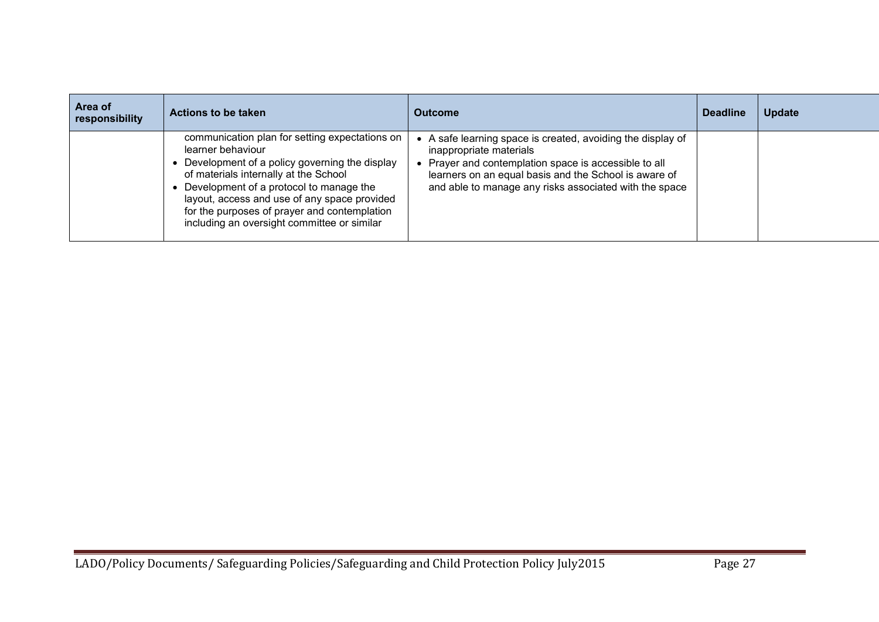| Area of responsibility | Actions to be taken | Outcome | Deadline | Update |
|---|---|---|---|---|
| | communication plan for setting expectations on learner behaviour<br>• Development of a policy governing the display of materials internally at the School<br>• Development of a protocol to manage the layout, access and use of any space provided for the purposes of prayer and contemplation including an oversight committee or similar | • A safe learning space is created, avoiding the display of inappropriate materials<br>• Prayer and contemplation space is accessible to all learners on an equal basis and the School is aware of and able to manage any risks associated with the space | | |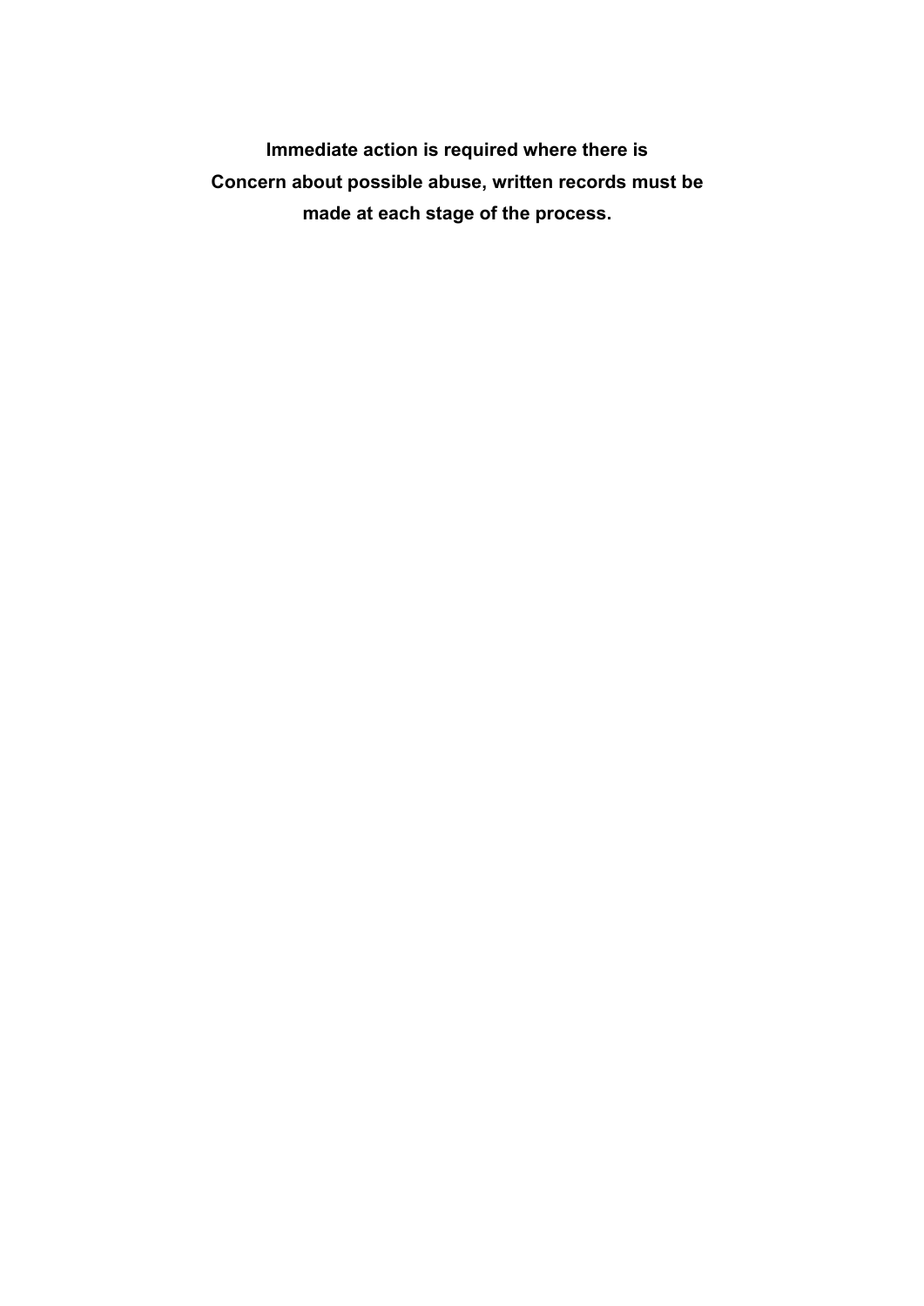**Immediate action is required where there is Concern about possible abuse, written records must be made at each stage of the process.**